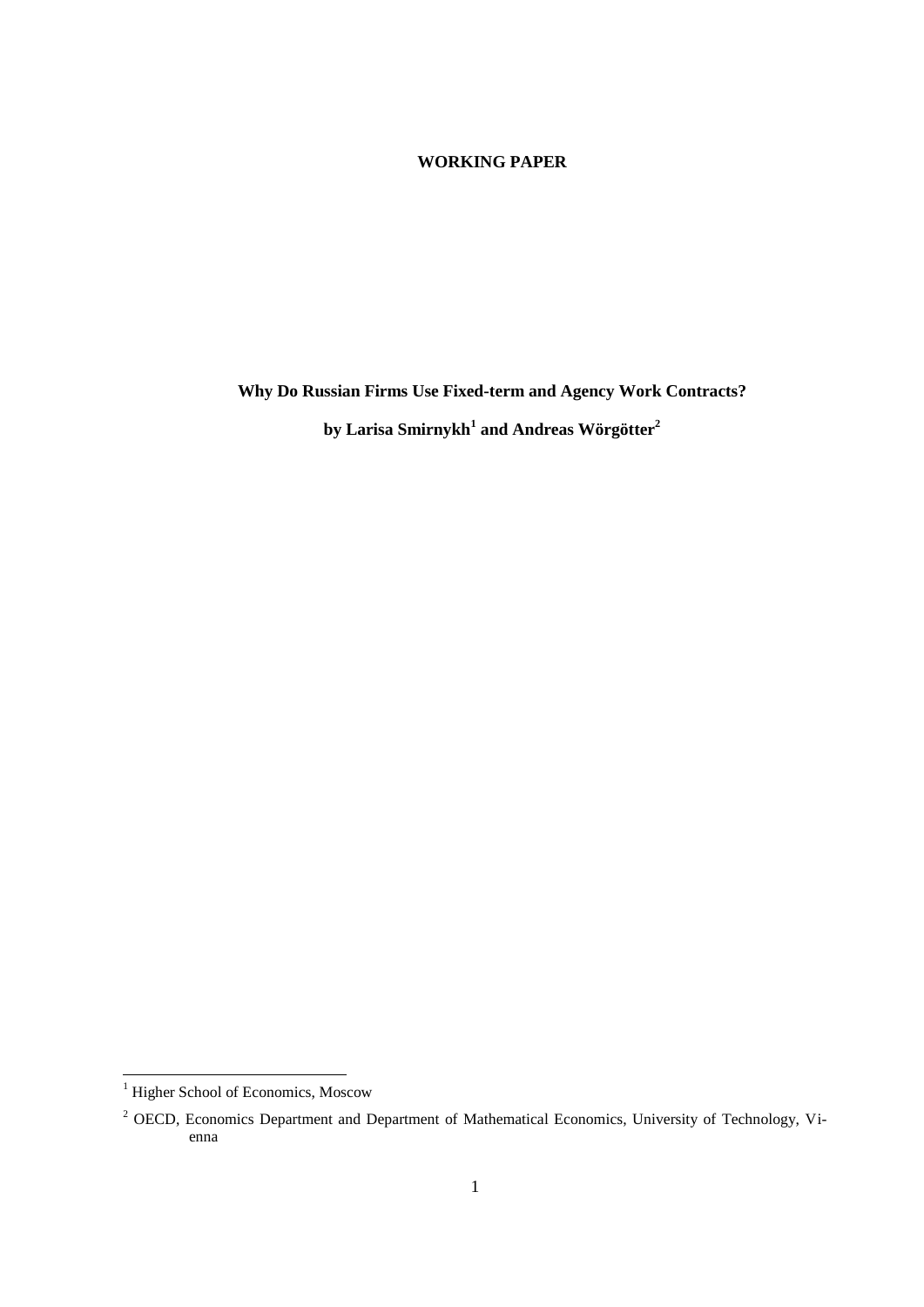**WORKING PAPER**

# Why Do Russian Firms Use Fixed-term and Agency Work Contracts?

**by Larisa Smirnykh[1] and Andreas Wörgötter[2]**

[1] Higher School of Economics, Moscow

[2] OECD, Economics Department and Department of Mathematical Economics, University of Technology, Vienna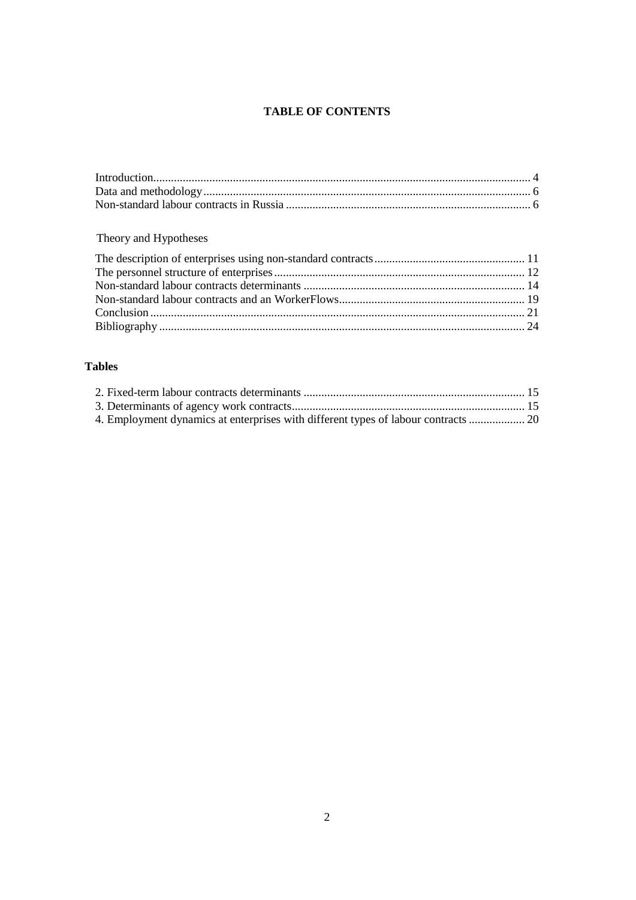# TABLE OF CONTENTS

Introduction................................................................................................................................ 4
Data and methodology............................................................................................................... 6
Non-standard labour contracts in Russia .................................................................................... 6

Theory and Hypotheses

The description of enterprises using non-standard contracts ................................................... 11
The personnel structure of enterprises ..................................................................................... 12
Non-standard labour contracts determinants ........................................................................... 14
Non-standard labour contracts and an WorkerFlows............................................................... 19
Conclusion ............................................................................................................................... 21
Bibliography ............................................................................................................................ 24

**Tables**

2. Fixed-term labour contracts determinants ........................................................................... 15
3. Determinants of agency work contracts............................................................................... 15
4. Employment dynamics at enterprises with different types of labour contracts ................... 20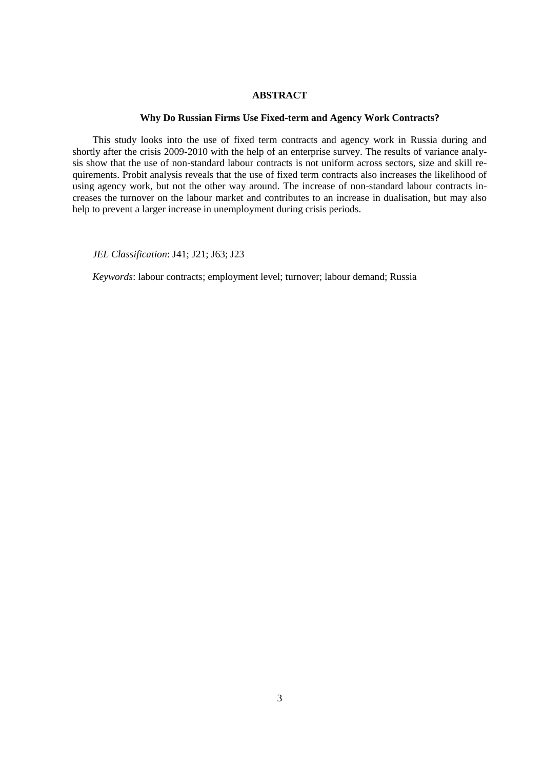## ABSTRACT

### Why Do Russian Firms Use Fixed-term and Agency Work Contracts?

This study looks into the use of fixed term contracts and agency work in Russia during and shortly after the crisis 2009-2010 with the help of an enterprise survey. The results of variance analysis show that the use of non-standard labour contracts is not uniform across sectors, size and skill requirements. Probit analysis reveals that the use of fixed term contracts also increases the likelihood of using agency work, but not the other way around. The increase of non-standard labour contracts increases the turnover on the labour market and contributes to an increase in dualisation, but may also help to prevent a larger increase in unemployment during crisis periods.

*JEL Classification*: J41; J21; J63; J23

*Keywords*: labour contracts; employment level; turnover; labour demand; Russia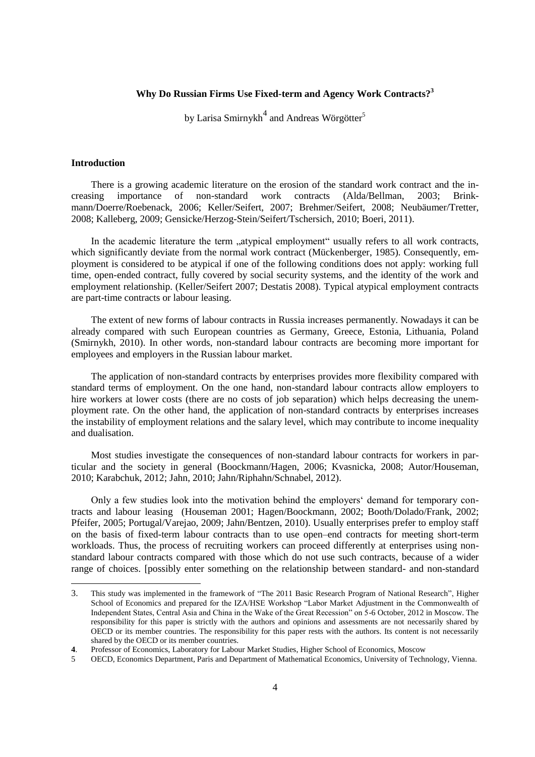**Why Do Russian Firms Use Fixed-term and Agency Work Contracts?**[3]

by Larisa Smirnykh[4] and Andreas Wörgötter[5]

## Introduction

There is a growing academic literature on the erosion of the standard work contract and the increasing importance of non-standard work contracts (Alda/Bellman, 2003; Brinkmann/Doerre/Roebenack, 2006; Keller/Seifert, 2007; Brehmer/Seifert, 2008; Neubäumer/Tretter, 2008; Kalleberg, 2009; Gensicke/Herzog-Stein/Seifert/Tschersich, 2010; Boeri, 2011).

In the academic literature the term „atypical employment" usually refers to all work contracts, which significantly deviate from the normal work contract (Mückenberger, 1985). Consequently, employment is considered to be atypical if one of the following conditions does not apply: working full time, open-ended contract, fully covered by social security systems, and the identity of the work and employment relationship. (Keller/Seifert 2007; Destatis 2008). Typical atypical employment contracts are part-time contracts or labour leasing.

The extent of new forms of labour contracts in Russia increases permanently. Nowadays it can be already compared with such European countries as Germany, Greece, Estonia, Lithuania, Poland (Smirnykh, 2010). In other words, non-standard labour contracts are becoming more important for employees and employers in the Russian labour market.

The application of non-standard contracts by enterprises provides more flexibility compared with standard terms of employment. On the one hand, non-standard labour contracts allow employers to hire workers at lower costs (there are no costs of job separation) which helps decreasing the unemployment rate. On the other hand, the application of non-standard contracts by enterprises increases the instability of employment relations and the salary level, which may contribute to income inequality and dualisation.

Most studies investigate the consequences of non-standard labour contracts for workers in particular and the society in general (Boockmann/Hagen, 2006; Kvasnicka, 2008; Autor/Houseman, 2010; Karabchuk, 2012; Jahn, 2010; Jahn/Riphahn/Schnabel, 2012).

Only a few studies look into the motivation behind the employers' demand for temporary contracts and labour leasing (Houseman 2001; Hagen/Boockmann, 2002; Booth/Dolado/Frank, 2002; Pfeifer, 2005; Portugal/Varejao, 2009; Jahn/Bentzen, 2010). Usually enterprises prefer to employ staff on the basis of fixed-term labour contracts than to use open–end contracts for meeting short-term workloads. Thus, the process of recruiting workers can proceed differently at enterprises using non-standard labour contracts compared with those which do not use such contracts, because of a wider range of choices. [possibly enter something on the relationship between standard- and non-standard

---

3. This study was implemented in the framework of "The 2011 Basic Research Program of National Research", Higher School of Economics and prepared for the IZA/HSE Workshop "Labor Market Adjustment in the Commonwealth of Independent States, Central Asia and China in the Wake of the Great Recession" on 5-6 October, 2012 in Moscow. The responsibility for this paper is strictly with the authors and opinions and assessments are not necessarily shared by OECD or its member countries. The responsibility for this paper rests with the authors. Its content is not necessarily shared by the OECD or its member countries.

4. Professor of Economics, Laboratory for Labour Market Studies, Higher School of Economics, Moscow

5. OECD, Economics Department, Paris and Department of Mathematical Economics, University of Technology, Vienna.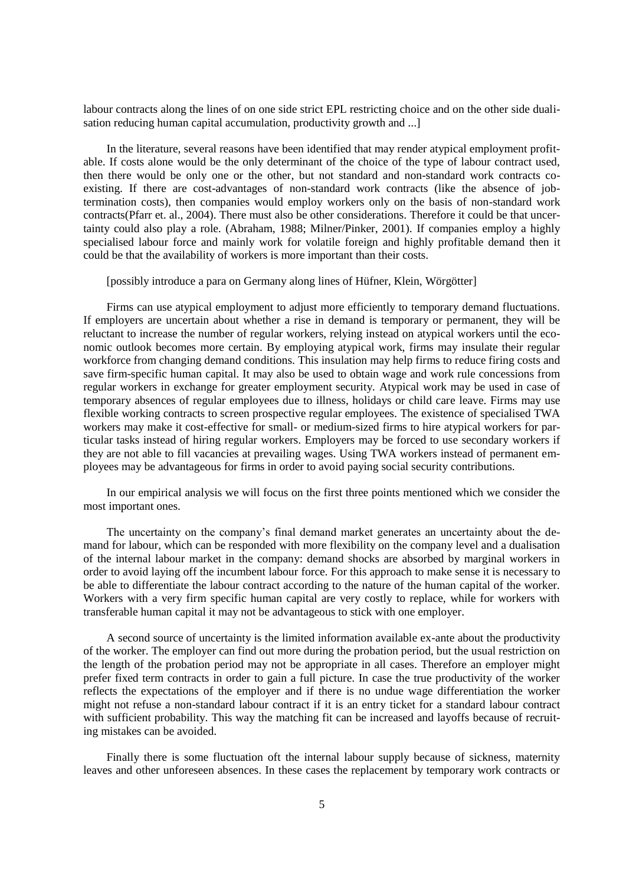labour contracts along the lines of on one side strict EPL restricting choice and on the other side dualisation reducing human capital accumulation, productivity growth and ...]

In the literature, several reasons have been identified that may render atypical employment profitable. If costs alone would be the only determinant of the choice of the type of labour contract used, then there would be only one or the other, but not standard and non-standard work contracts coexisting. If there are cost-advantages of non-standard work contracts (like the absence of job-termination costs), then companies would employ workers only on the basis of non-standard work contracts(Pfarr et. al., 2004). There must also be other considerations. Therefore it could be that uncertainty could also play a role. (Abraham, 1988; Milner/Pinker, 2001). If companies employ a highly specialised labour force and mainly work for volatile foreign and highly profitable demand then it could be that the availability of workers is more important than their costs.

[possibly introduce a para on Germany along lines of Hüfner, Klein, Wörgötter]

Firms can use atypical employment to adjust more efficiently to temporary demand fluctuations. If employers are uncertain about whether a rise in demand is temporary or permanent, they will be reluctant to increase the number of regular workers, relying instead on atypical workers until the economic outlook becomes more certain. By employing atypical work, firms may insulate their regular workforce from changing demand conditions. This insulation may help firms to reduce firing costs and save firm-specific human capital. It may also be used to obtain wage and work rule concessions from regular workers in exchange for greater employment security. Atypical work may be used in case of temporary absences of regular employees due to illness, holidays or child care leave. Firms may use flexible working contracts to screen prospective regular employees. The existence of specialised TWA workers may make it cost-effective for small- or medium-sized firms to hire atypical workers for particular tasks instead of hiring regular workers. Employers may be forced to use secondary workers if they are not able to fill vacancies at prevailing wages. Using TWA workers instead of permanent employees may be advantageous for firms in order to avoid paying social security contributions.

In our empirical analysis we will focus on the first three points mentioned which we consider the most important ones.

The uncertainty on the company's final demand market generates an uncertainty about the demand for labour, which can be responded with more flexibility on the company level and a dualisation of the internal labour market in the company: demand shocks are absorbed by marginal workers in order to avoid laying off the incumbent labour force. For this approach to make sense it is necessary to be able to differentiate the labour contract according to the nature of the human capital of the worker. Workers with a very firm specific human capital are very costly to replace, while for workers with transferable human capital it may not be advantageous to stick with one employer.

A second source of uncertainty is the limited information available ex-ante about the productivity of the worker. The employer can find out more during the probation period, but the usual restriction on the length of the probation period may not be appropriate in all cases. Therefore an employer might prefer fixed term contracts in order to gain a full picture. In case the true productivity of the worker reflects the expectations of the employer and if there is no undue wage differentiation the worker might not refuse a non-standard labour contract if it is an entry ticket for a standard labour contract with sufficient probability. This way the matching fit can be increased and layoffs because of recruiting mistakes can be avoided.

Finally there is some fluctuation oft the internal labour supply because of sickness, maternity leaves and other unforeseen absences. In these cases the replacement by temporary work contracts or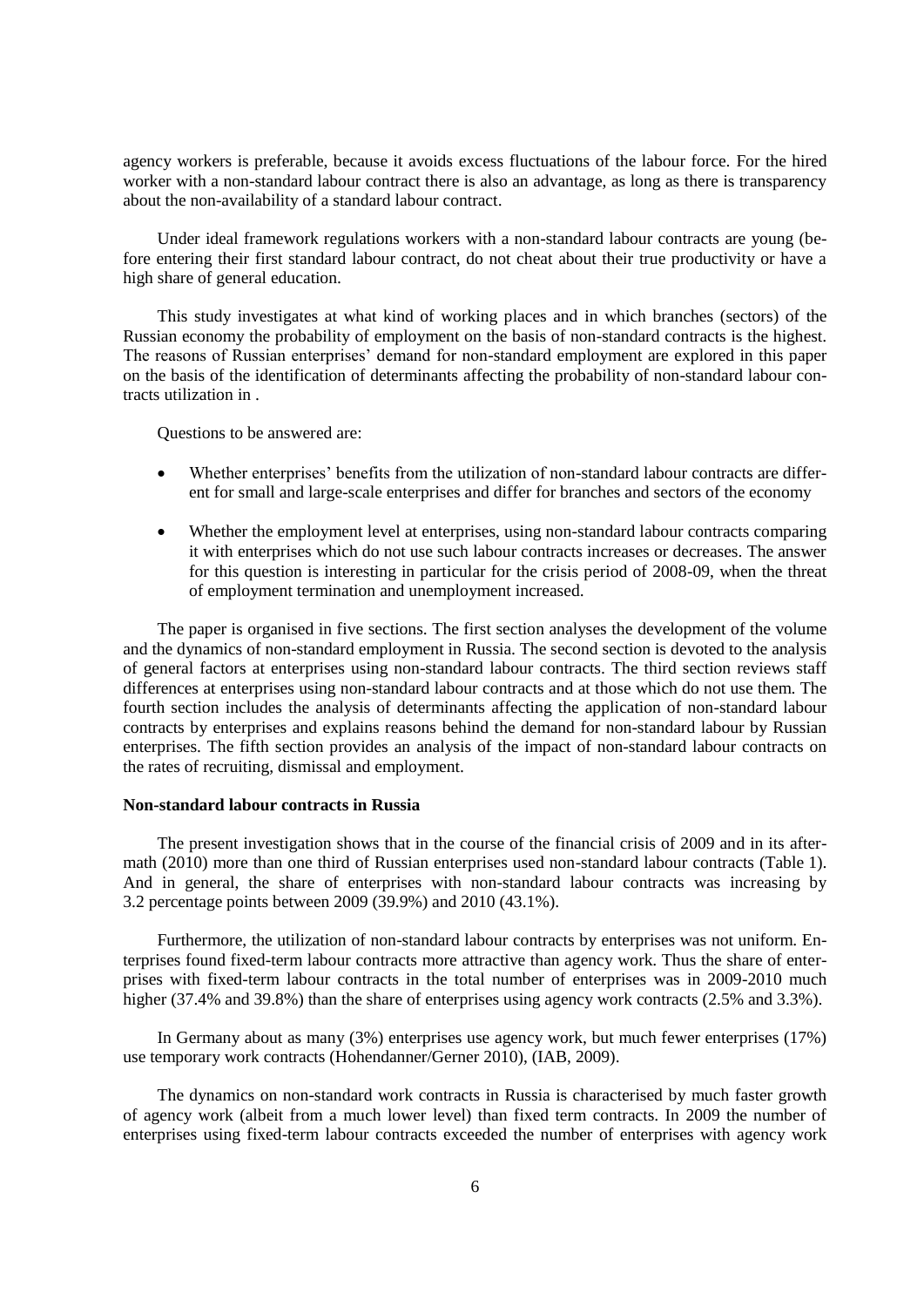agency workers is preferable, because it avoids excess fluctuations of the labour force. For the hired worker with a non-standard labour contract there is also an advantage, as long as there is transparency about the non-availability of a standard labour contract.

Under ideal framework regulations workers with a non-standard labour contracts are young (before entering their first standard labour contract, do not cheat about their true productivity or have a high share of general education.

This study investigates at what kind of working places and in which branches (sectors) of the Russian economy the probability of employment on the basis of non-standard contracts is the highest. The reasons of Russian enterprises' demand for non-standard employment are explored in this paper on the basis of the identification of determinants affecting the probability of non-standard labour contracts utilization in .

Questions to be answered are:

- Whether enterprises' benefits from the utilization of non-standard labour contracts are different for small and large-scale enterprises and differ for branches and sectors of the economy
- Whether the employment level at enterprises, using non-standard labour contracts comparing it with enterprises which do not use such labour contracts increases or decreases. The answer for this question is interesting in particular for the crisis period of 2008-09, when the threat of employment termination and unemployment increased.

The paper is organised in five sections. The first section analyses the development of the volume and the dynamics of non-standard employment in Russia. The second section is devoted to the analysis of general factors at enterprises using non-standard labour contracts. The third section reviews staff differences at enterprises using non-standard labour contracts and at those which do not use them. The fourth section includes the analysis of determinants affecting the application of non-standard labour contracts by enterprises and explains reasons behind the demand for non-standard labour by Russian enterprises. The fifth section provides an analysis of the impact of non-standard labour contracts on the rates of recruiting, dismissal and employment.

**Non-standard labour contracts in Russia**

The present investigation shows that in the course of the financial crisis of 2009 and in its aftermath (2010) more than one third of Russian enterprises used non-standard labour contracts (Table 1). And in general, the share of enterprises with non-standard labour contracts was increasing by 3.2 percentage points between 2009 (39.9%) and 2010 (43.1%).

Furthermore, the utilization of non-standard labour contracts by enterprises was not uniform. Enterprises found fixed-term labour contracts more attractive than agency work. Thus the share of enterprises with fixed-term labour contracts in the total number of enterprises was in 2009-2010 much higher (37.4% and 39.8%) than the share of enterprises using agency work contracts (2.5% and 3.3%).

In Germany about as many (3%) enterprises use agency work, but much fewer enterprises (17%) use temporary work contracts (Hohendanner/Gerner 2010), (IAB, 2009).

The dynamics on non-standard work contracts in Russia is characterised by much faster growth of agency work (albeit from a much lower level) than fixed term contracts. In 2009 the number of enterprises using fixed-term labour contracts exceeded the number of enterprises with agency work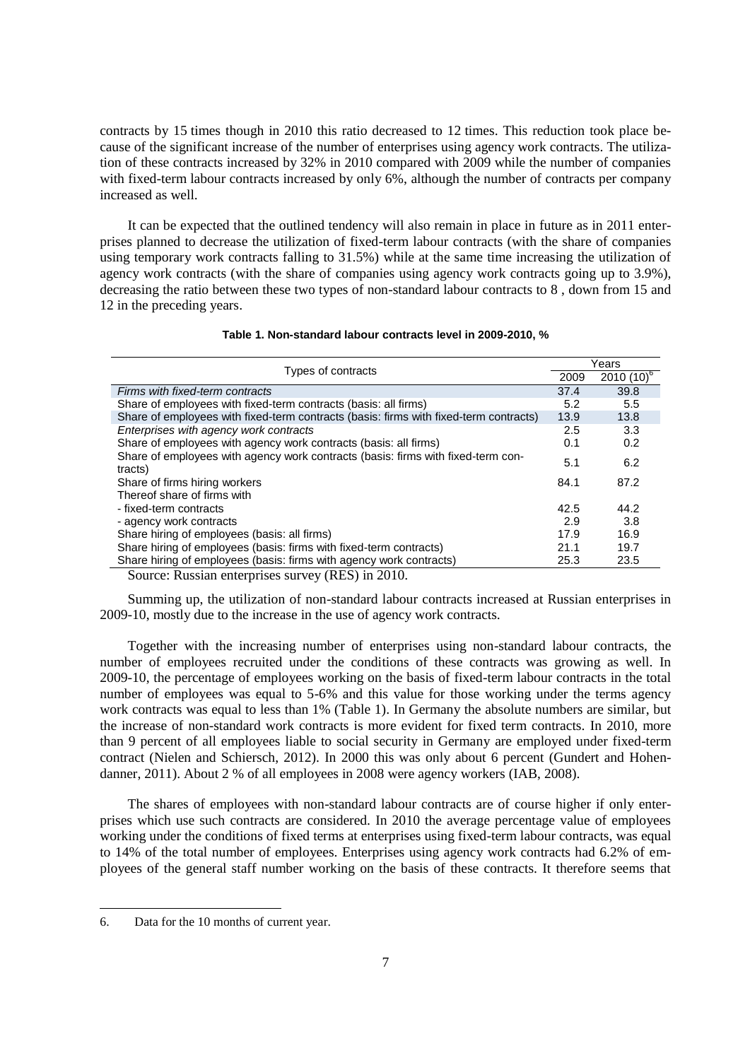contracts by 15 times though in 2010 this ratio decreased to 12 times. This reduction took place because of the significant increase of the number of enterprises using agency work contracts. The utilization of these contracts increased by 32% in 2010 compared with 2009 while the number of companies with fixed-term labour contracts increased by only 6%, although the number of contracts per company increased as well.

It can be expected that the outlined tendency will also remain in place in future as in 2011 enterprises planned to decrease the utilization of fixed-term labour contracts (with the share of companies using temporary work contracts falling to 31.5%) while at the same time increasing the utilization of agency work contracts (with the share of companies using agency work contracts going up to 3.9%), decreasing the ratio between these two types of non-standard labour contracts to 8 , down from 15 and 12 in the preceding years.

**Table 1. Non-standard labour contracts level in 2009-2010, %**

| Types of contracts | Years | |
|---|---|---|
| | 2009 | 2010 (10)[6] |
| *Firms with fixed-term contracts* | 37.4 | 39.8 |
| Share of employees with fixed-term contracts (basis: all firms) | 5.2 | 5.5 |
| Share of employees with fixed-term contracts (basis: firms with fixed-term contracts) | 13.9 | 13.8 |
| *Enterprises with agency work contracts* | 2.5 | 3.3 |
| Share of employees with agency work contracts (basis: all firms) | 0.1 | 0.2 |
| Share of employees with agency work contracts (basis: firms with fixed-term contracts) | 5.1 | 6.2 |
| Share of firms hiring workers | 84.1 | 87.2 |
| Thereof share of firms with | | |
| - fixed-term contracts | 42.5 | 44.2 |
| - agency work contracts | 2.9 | 3.8 |
| Share hiring of employees (basis: all firms) | 17.9 | 16.9 |
| Share hiring of employees (basis: firms with fixed-term contracts) | 21.1 | 19.7 |
| Share hiring of employees (basis: firms with agency work contracts) | 25.3 | 23.5 |

Source: Russian enterprises survey (RES) in 2010.

Summing up, the utilization of non-standard labour contracts increased at Russian enterprises in 2009-10, mostly due to the increase in the use of agency work contracts.

Together with the increasing number of enterprises using non-standard labour contracts, the number of employees recruited under the conditions of these contracts was growing as well. In 2009-10, the percentage of employees working on the basis of fixed-term labour contracts in the total number of employees was equal to 5-6% and this value for those working under the terms agency work contracts was equal to less than 1% (Table 1). In Germany the absolute numbers are similar, but the increase of non-standard work contracts is more evident for fixed term contracts. In 2010, more than 9 percent of all employees liable to social security in Germany are employed under fixed-term contract (Nielen and Schiersch, 2012). In 2000 this was only about 6 percent (Gundert and Hohendanner, 2011). About 2 % of all employees in 2008 were agency workers (IAB, 2008).

The shares of employees with non-standard labour contracts are of course higher if only enterprises which use such contracts are considered. In 2010 the average percentage value of employees working under the conditions of fixed terms at enterprises using fixed-term labour contracts, was equal to 14% of the total number of employees. Enterprises using agency work contracts had 6.2% of employees of the general staff number working on the basis of these contracts. It therefore seems that

6. Data for the 10 months of current year.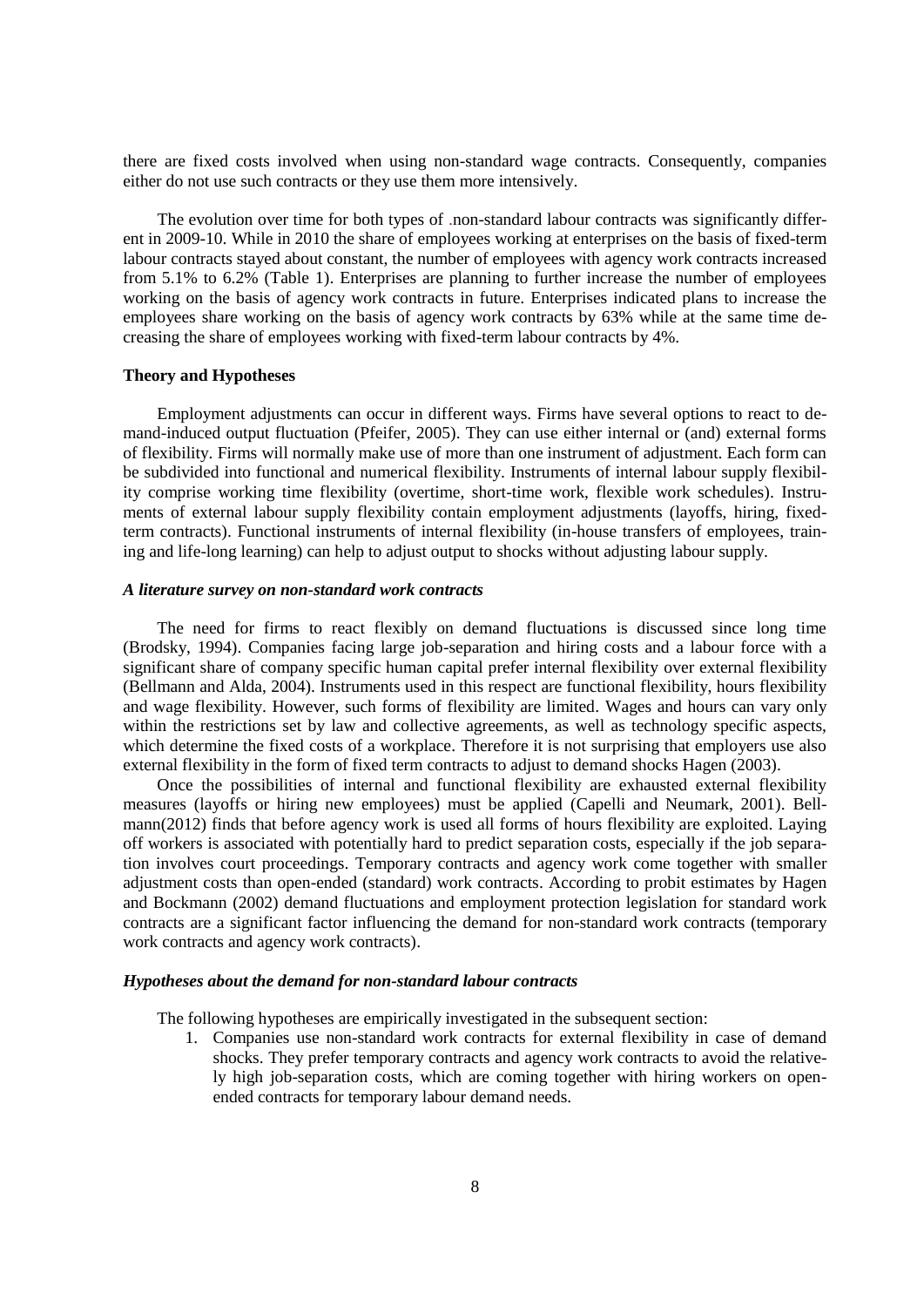there are fixed costs involved when using non-standard wage contracts. Consequently, companies either do not use such contracts or they use them more intensively.

The evolution over time for both types of .non-standard labour contracts was significantly different in 2009-10. While in 2010 the share of employees working at enterprises on the basis of fixed-term labour contracts stayed about constant, the number of employees with agency work contracts increased from 5.1% to 6.2% (Table 1). Enterprises are planning to further increase the number of employees working on the basis of agency work contracts in future. Enterprises indicated plans to increase the employees share working on the basis of agency work contracts by 63% while at the same time decreasing the share of employees working with fixed-term labour contracts by 4%.

### Theory and Hypotheses

Employment adjustments can occur in different ways. Firms have several options to react to demand-induced output fluctuation (Pfeifer, 2005). They can use either internal or (and) external forms of flexibility. Firms will normally make use of more than one instrument of adjustment. Each form can be subdivided into functional and numerical flexibility. Instruments of internal labour supply flexibility comprise working time flexibility (overtime, short-time work, flexible work schedules). Instruments of external labour supply flexibility contain employment adjustments (layoffs, hiring, fixed-term contracts). Functional instruments of internal flexibility (in-house transfers of employees, training and life-long learning) can help to adjust output to shocks without adjusting labour supply.

#### *A literature survey on non-standard work contracts*

The need for firms to react flexibly on demand fluctuations is discussed since long time (Brodsky, 1994). Companies facing large job-separation and hiring costs and a labour force with a significant share of company specific human capital prefer internal flexibility over external flexibility (Bellmann and Alda, 2004). Instruments used in this respect are functional flexibility, hours flexibility and wage flexibility. However, such forms of flexibility are limited. Wages and hours can vary only within the restrictions set by law and collective agreements, as well as technology specific aspects, which determine the fixed costs of a workplace. Therefore it is not surprising that employers use also external flexibility in the form of fixed term contracts to adjust to demand shocks Hagen (2003).

Once the possibilities of internal and functional flexibility are exhausted external flexibility measures (layoffs or hiring new employees) must be applied (Capelli and Neumark, 2001). Bellmann(2012) finds that before agency work is used all forms of hours flexibility are exploited. Laying off workers is associated with potentially hard to predict separation costs, especially if the job separation involves court proceedings. Temporary contracts and agency work come together with smaller adjustment costs than open-ended (standard) work contracts. According to probit estimates by Hagen and Bockmann (2002) demand fluctuations and employment protection legislation for standard work contracts are a significant factor influencing the demand for non-standard work contracts (temporary work contracts and agency work contracts).

#### *Hypotheses about the demand for non-standard labour contracts*

The following hypotheses are empirically investigated in the subsequent section:

1. Companies use non-standard work contracts for external flexibility in case of demand shocks. They prefer temporary contracts and agency work contracts to avoid the relatively high job-separation costs, which are coming together with hiring workers on open-ended contracts for temporary labour demand needs.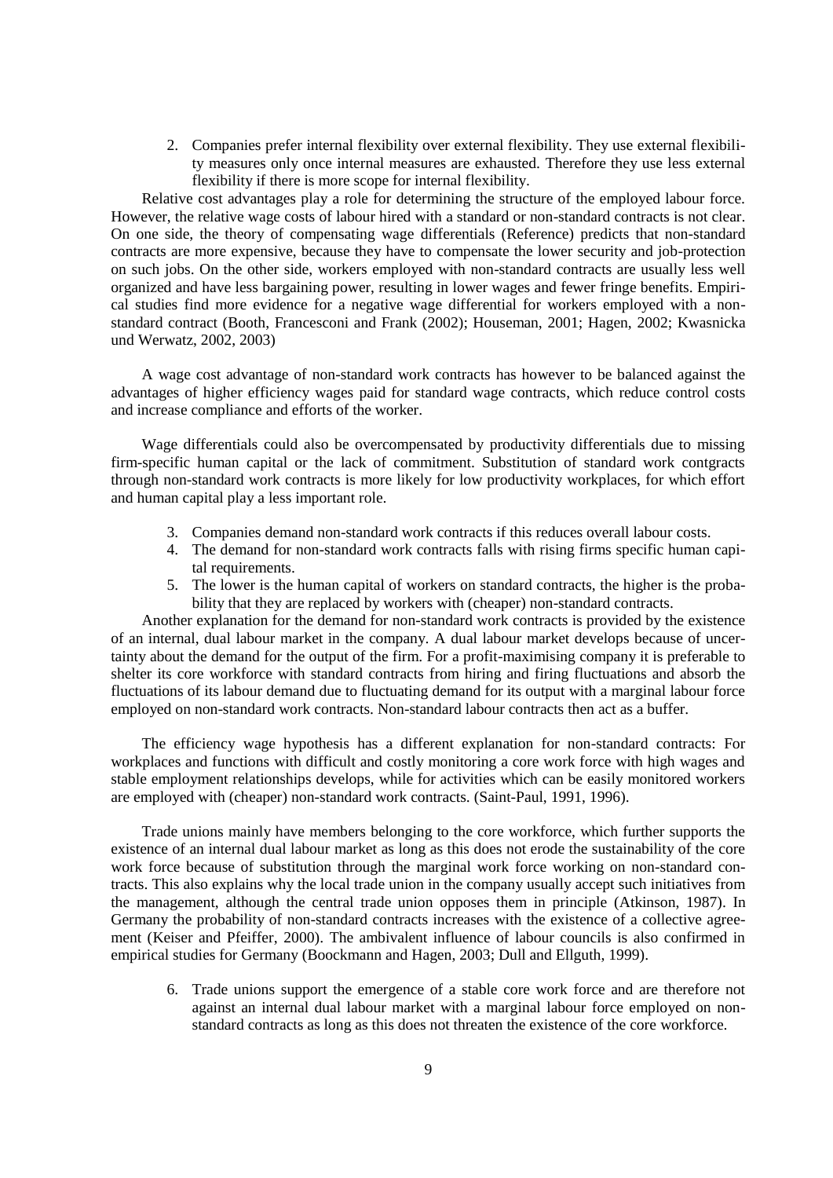2. Companies prefer internal flexibility over external flexibility. They use external flexibility measures only once internal measures are exhausted. Therefore they use less external flexibility if there is more scope for internal flexibility.

Relative cost advantages play a role for determining the structure of the employed labour force. However, the relative wage costs of labour hired with a standard or non-standard contracts is not clear. On one side, the theory of compensating wage differentials (Reference) predicts that non-standard contracts are more expensive, because they have to compensate the lower security and job-protection on such jobs. On the other side, workers employed with non-standard contracts are usually less well organized and have less bargaining power, resulting in lower wages and fewer fringe benefits. Empirical studies find more evidence for a negative wage differential for workers employed with a non-standard contract (Booth, Francesconi and Frank (2002); Houseman, 2001; Hagen, 2002; Kwasnicka und Werwatz, 2002, 2003)

A wage cost advantage of non-standard work contracts has however to be balanced against the advantages of higher efficiency wages paid for standard wage contracts, which reduce control costs and increase compliance and efforts of the worker.

Wage differentials could also be overcompensated by productivity differentials due to missing firm-specific human capital or the lack of commitment. Substitution of standard work contgracts through non-standard work contracts is more likely for low productivity workplaces, for which effort and human capital play a less important role.

3. Companies demand non-standard work contracts if this reduces overall labour costs.
4. The demand for non-standard work contracts falls with rising firms specific human capital requirements.
5. The lower is the human capital of workers on standard contracts, the higher is the probability that they are replaced by workers with (cheaper) non-standard contracts.

Another explanation for the demand for non-standard work contracts is provided by the existence of an internal, dual labour market in the company. A dual labour market develops because of uncertainty about the demand for the output of the firm. For a profit-maximising company it is preferable to shelter its core workforce with standard contracts from hiring and firing fluctuations and absorb the fluctuations of its labour demand due to fluctuating demand for its output with a marginal labour force employed on non-standard work contracts. Non-standard labour contracts then act as a buffer.

The efficiency wage hypothesis has a different explanation for non-standard contracts: For workplaces and functions with difficult and costly monitoring a core work force with high wages and stable employment relationships develops, while for activities which can be easily monitored workers are employed with (cheaper) non-standard work contracts. (Saint-Paul, 1991, 1996).

Trade unions mainly have members belonging to the core workforce, which further supports the existence of an internal dual labour market as long as this does not erode the sustainability of the core work force because of substitution through the marginal work force working on non-standard contracts. This also explains why the local trade union in the company usually accept such initiatives from the management, although the central trade union opposes them in principle (Atkinson, 1987). In Germany the probability of non-standard contracts increases with the existence of a collective agreement (Keiser and Pfeiffer, 2000). The ambivalent influence of labour councils is also confirmed in empirical studies for Germany (Boockmann and Hagen, 2003; Dull and Ellguth, 1999).

6. Trade unions support the emergence of a stable core work force and are therefore not against an internal dual labour market with a marginal labour force employed on non-standard contracts as long as this does not threaten the existence of the core workforce.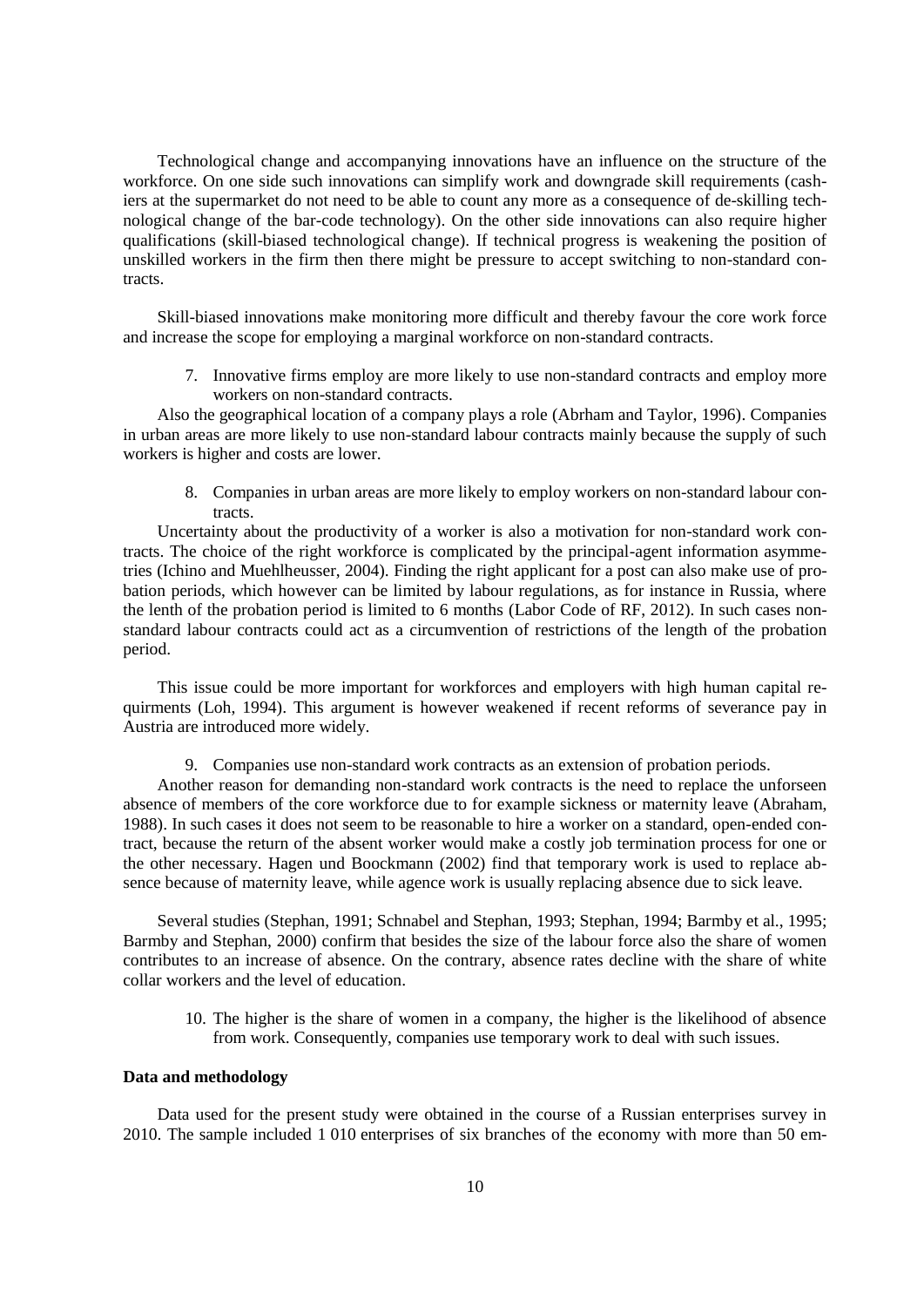Technological change and accompanying innovations have an influence on the structure of the workforce. On one side such innovations can simplify work and downgrade skill requirements (cashiers at the supermarket do not need to be able to count any more as a consequence of de-skilling technological change of the bar-code technology). On the other side innovations can also require higher qualifications (skill-biased technological change). If technical progress is weakening the position of unskilled workers in the firm then there might be pressure to accept switching to non-standard contracts.

Skill-biased innovations make monitoring more difficult and thereby favour the core work force and increase the scope for employing a marginal workforce on non-standard contracts.

7. Innovative firms employ are more likely to use non-standard contracts and employ more workers on non-standard contracts.

Also the geographical location of a company plays a role (Abrham and Taylor, 1996). Companies in urban areas are more likely to use non-standard labour contracts mainly because the supply of such workers is higher and costs are lower.

8. Companies in urban areas are more likely to employ workers on non-standard labour contracts.

Uncertainty about the productivity of a worker is also a motivation for non-standard work contracts. The choice of the right workforce is complicated by the principal-agent information asymmetries (Ichino and Muehlheusser, 2004). Finding the right applicant for a post can also make use of probation periods, which however can be limited by labour regulations, as for instance in Russia, where the lenth of the probation period is limited to 6 months (Labor Code of RF, 2012). In such cases non-standard labour contracts could act as a circumvention of restrictions of the length of the probation period.

This issue could be more important for workforces and employers with high human capital requirments (Loh, 1994). This argument is however weakened if recent reforms of severance pay in Austria are introduced more widely.

9. Companies use non-standard work contracts as an extension of probation periods.

Another reason for demanding non-standard work contracts is the need to replace the unforseen absence of members of the core workforce due to for example sickness or maternity leave (Abraham, 1988). In such cases it does not seem to be reasonable to hire a worker on a standard, open-ended contract, because the return of the absent worker would make a costly job termination process for one or the other necessary. Hagen und Boockmann (2002) find that temporary work is used to replace absence because of maternity leave, while agence work is usually replacing absence due to sick leave.

Several studies (Stephan, 1991; Schnabel and Stephan, 1993; Stephan, 1994; Barmby et al., 1995; Barmby and Stephan, 2000) confirm that besides the size of the labour force also the share of women contributes to an increase of absence. On the contrary, absence rates decline with the share of white collar workers and the level of education.

10. The higher is the share of women in a company, the higher is the likelihood of absence from work. Consequently, companies use temporary work to deal with such issues.

**Data and methodology**

Data used for the present study were obtained in the course of a Russian enterprises survey in 2010. The sample included 1 010 enterprises of six branches of the economy with more than 50 em-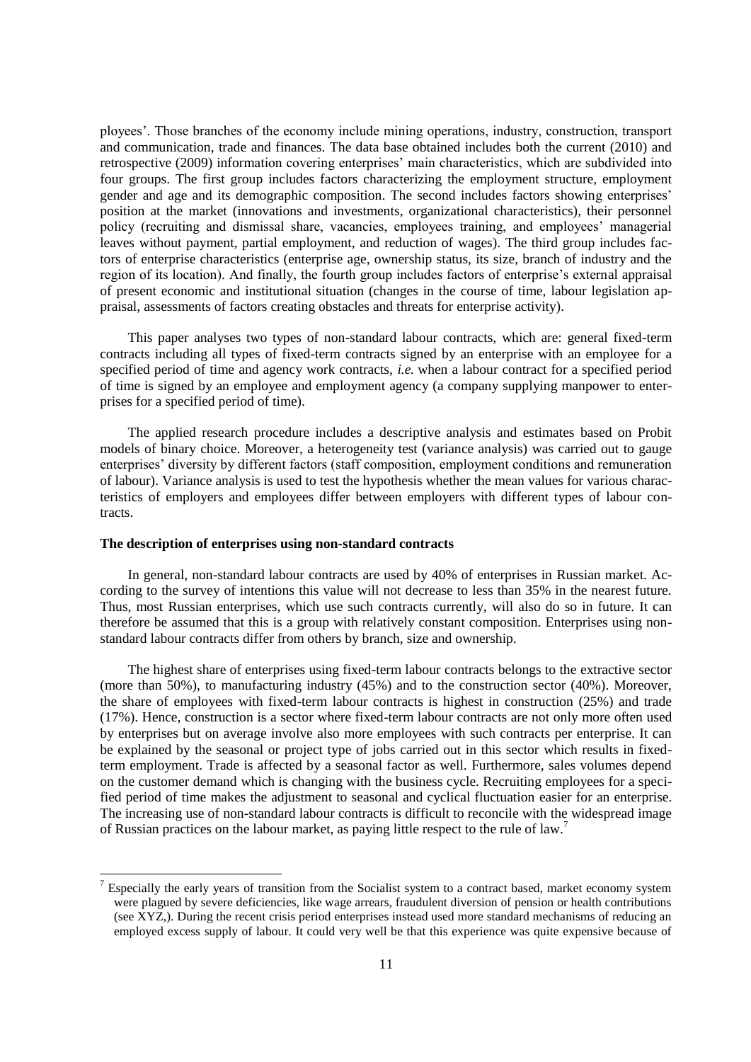ployees'. Those branches of the economy include mining operations, industry, construction, transport and communication, trade and finances. The data base obtained includes both the current (2010) and retrospective (2009) information covering enterprises' main characteristics, which are subdivided into four groups. The first group includes factors characterizing the employment structure, employment gender and age and its demographic composition. The second includes factors showing enterprises' position at the market (innovations and investments, organizational characteristics), their personnel policy (recruiting and dismissal share, vacancies, employees training, and employees' managerial leaves without payment, partial employment, and reduction of wages). The third group includes factors of enterprise characteristics (enterprise age, ownership status, its size, branch of industry and the region of its location). And finally, the fourth group includes factors of enterprise's external appraisal of present economic and institutional situation (changes in the course of time, labour legislation appraisal, assessments of factors creating obstacles and threats for enterprise activity).

This paper analyses two types of non-standard labour contracts, which are: general fixed-term contracts including all types of fixed-term contracts signed by an enterprise with an employee for a specified period of time and agency work contracts, *i.e.* when a labour contract for a specified period of time is signed by an employee and employment agency (a company supplying manpower to enterprises for a specified period of time).

The applied research procedure includes a descriptive analysis and estimates based on Probit models of binary choice. Moreover, a heterogeneity test (variance analysis) was carried out to gauge enterprises' diversity by different factors (staff composition, employment conditions and remuneration of labour). Variance analysis is used to test the hypothesis whether the mean values for various characteristics of employers and employees differ between employers with different types of labour contracts.

### The description of enterprises using non-standard contracts

In general, non-standard labour contracts are used by 40% of enterprises in Russian market. According to the survey of intentions this value will not decrease to less than 35% in the nearest future. Thus, most Russian enterprises, which use such contracts currently, will also do so in future. It can therefore be assumed that this is a group with relatively constant composition. Enterprises using non-standard labour contracts differ from others by branch, size and ownership.

The highest share of enterprises using fixed-term labour contracts belongs to the extractive sector (more than 50%), to manufacturing industry (45%) and to the construction sector (40%). Moreover, the share of employees with fixed-term labour contracts is highest in construction (25%) and trade (17%). Hence, construction is a sector where fixed-term labour contracts are not only more often used by enterprises but on average involve also more employees with such contracts per enterprise. It can be explained by the seasonal or project type of jobs carried out in this sector which results in fixed-term employment. Trade is affected by a seasonal factor as well. Furthermore, sales volumes depend on the customer demand which is changing with the business cycle. Recruiting employees for a specified period of time makes the adjustment to seasonal and cyclical fluctuation easier for an enterprise. The increasing use of non-standard labour contracts is difficult to reconcile with the widespread image of Russian practices on the labour market, as paying little respect to the rule of law.[7]

[7] Especially the early years of transition from the Socialist system to a contract based, market economy system were plagued by severe deficiencies, like wage arrears, fraudulent diversion of pension or health contributions (see XYZ,). During the recent crisis period enterprises instead used more standard mechanisms of reducing an employed excess supply of labour. It could very well be that this experience was quite expensive because of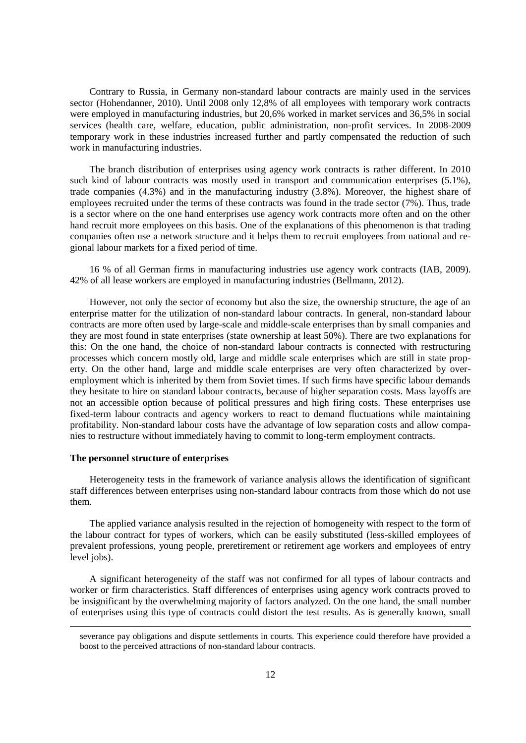Contrary to Russia, in Germany non-standard labour contracts are mainly used in the services sector (Hohendanner, 2010). Until 2008 only 12,8% of all employees with temporary work contracts were employed in manufacturing industries, but 20,6% worked in market services and 36,5% in social services (health care, welfare, education, public administration, non-profit services. In 2008-2009 temporary work in these industries increased further and partly compensated the reduction of such work in manufacturing industries.

The branch distribution of enterprises using agency work contracts is rather different. In 2010 such kind of labour contracts was mostly used in transport and communication enterprises (5.1%), trade companies (4.3%) and in the manufacturing industry (3.8%). Moreover, the highest share of employees recruited under the terms of these contracts was found in the trade sector (7%). Thus, trade is a sector where on the one hand enterprises use agency work contracts more often and on the other hand recruit more employees on this basis. One of the explanations of this phenomenon is that trading companies often use a network structure and it helps them to recruit employees from national and regional labour markets for a fixed period of time.

16 % of all German firms in manufacturing industries use agency work contracts (IAB, 2009). 42% of all lease workers are employed in manufacturing industries (Bellmann, 2012).

However, not only the sector of economy but also the size, the ownership structure, the age of an enterprise matter for the utilization of non-standard labour contracts. In general, non-standard labour contracts are more often used by large-scale and middle-scale enterprises than by small companies and they are most found in state enterprises (state ownership at least 50%). There are two explanations for this: On the one hand, the choice of non-standard labour contracts is connected with restructuring processes which concern mostly old, large and middle scale enterprises which are still in state property. On the other hand, large and middle scale enterprises are very often characterized by over-employment which is inherited by them from Soviet times. If such firms have specific labour demands they hesitate to hire on standard labour contracts, because of higher separation costs. Mass layoffs are not an accessible option because of political pressures and high firing costs. These enterprises use fixed-term labour contracts and agency workers to react to demand fluctuations while maintaining profitability. Non-standard labour costs have the advantage of low separation costs and allow companies to restructure without immediately having to commit to long-term employment contracts.

**The personnel structure of enterprises**

Heterogeneity tests in the framework of variance analysis allows the identification of significant staff differences between enterprises using non-standard labour contracts from those which do not use them.

The applied variance analysis resulted in the rejection of homogeneity with respect to the form of the labour contract for types of workers, which can be easily substituted (less-skilled employees of prevalent professions, young people, preretirement or retirement age workers and employees of entry level jobs).

A significant heterogeneity of the staff was not confirmed for all types of labour contracts and worker or firm characteristics. Staff differences of enterprises using agency work contracts proved to be insignificant by the overwhelming majority of factors analyzed. On the one hand, the small number of enterprises using this type of contracts could distort the test results. As is generally known, small

---

severance pay obligations and dispute settlements in courts. This experience could therefore have provided a boost to the perceived attractions of non-standard labour contracts.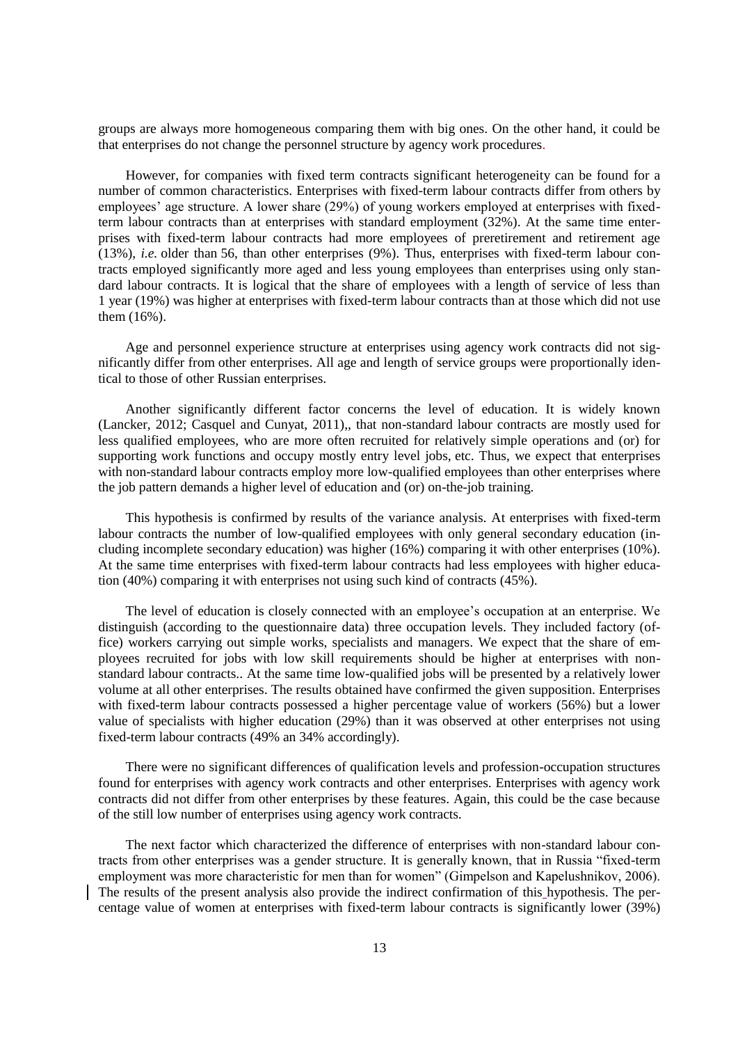groups are always more homogeneous comparing them with big ones. On the other hand, it could be that enterprises do not change the personnel structure by agency work procedures.

However, for companies with fixed term contracts significant heterogeneity can be found for a number of common characteristics. Enterprises with fixed-term labour contracts differ from others by employees' age structure. A lower share (29%) of young workers employed at enterprises with fixed-term labour contracts than at enterprises with standard employment (32%). At the same time enterprises with fixed-term labour contracts had more employees of preretirement and retirement age (13%), *i.e.* older than 56, than other enterprises (9%). Thus, enterprises with fixed-term labour contracts employed significantly more aged and less young employees than enterprises using only standard labour contracts. It is logical that the share of employees with a length of service of less than 1 year (19%) was higher at enterprises with fixed-term labour contracts than at those which did not use them (16%).

Age and personnel experience structure at enterprises using agency work contracts did not significantly differ from other enterprises. All age and length of service groups were proportionally identical to those of other Russian enterprises.

Another significantly different factor concerns the level of education. It is widely known (Lancker, 2012; Casquel and Cunyat, 2011),, that non-standard labour contracts are mostly used for less qualified employees, who are more often recruited for relatively simple operations and (or) for supporting work functions and occupy mostly entry level jobs, etc. Thus, we expect that enterprises with non-standard labour contracts employ more low-qualified employees than other enterprises where the job pattern demands a higher level of education and (or) on-the-job training.

This hypothesis is confirmed by results of the variance analysis. At enterprises with fixed-term labour contracts the number of low-qualified employees with only general secondary education (including incomplete secondary education) was higher (16%) comparing it with other enterprises (10%). At the same time enterprises with fixed-term labour contracts had less employees with higher education (40%) comparing it with enterprises not using such kind of contracts (45%).

The level of education is closely connected with an employee's occupation at an enterprise. We distinguish (according to the questionnaire data) three occupation levels. They included factory (office) workers carrying out simple works, specialists and managers. We expect that the share of employees recruited for jobs with low skill requirements should be higher at enterprises with non-standard labour contracts.. At the same time low-qualified jobs will be presented by a relatively lower volume at all other enterprises. The results obtained have confirmed the given supposition. Enterprises with fixed-term labour contracts possessed a higher percentage value of workers (56%) but a lower value of specialists with higher education (29%) than it was observed at other enterprises not using fixed-term labour contracts (49% an 34% accordingly).

There were no significant differences of qualification levels and profession-occupation structures found for enterprises with agency work contracts and other enterprises. Enterprises with agency work contracts did not differ from other enterprises by these features. Again, this could be the case because of the still low number of enterprises using agency work contracts.

The next factor which characterized the difference of enterprises with non-standard labour contracts from other enterprises was a gender structure. It is generally known, that in Russia "fixed-term employment was more characteristic for men than for women" (Gimpelson and Kapelushnikov, 2006). The results of the present analysis also provide the indirect confirmation of this hypothesis. The percentage value of women at enterprises with fixed-term labour contracts is significantly lower (39%)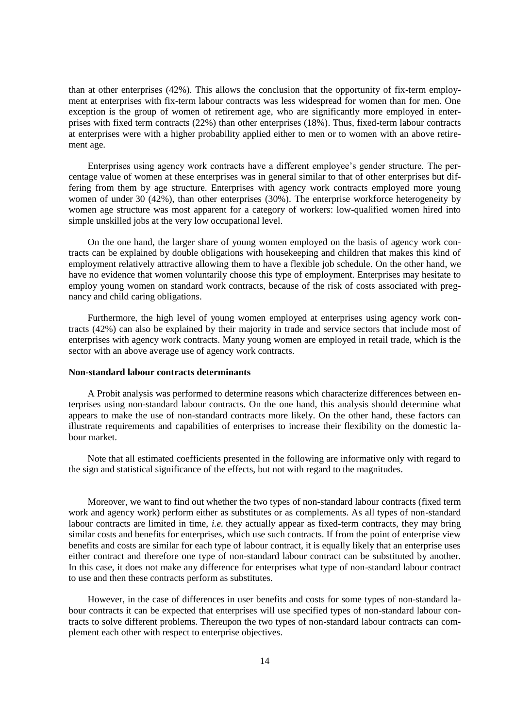than at other enterprises (42%). This allows the conclusion that the opportunity of fix-term employment at enterprises with fix-term labour contracts was less widespread for women than for men. One exception is the group of women of retirement age, who are significantly more employed in enterprises with fixed term contracts (22%) than other enterprises (18%). Thus, fixed-term labour contracts at enterprises were with a higher probability applied either to men or to women with an above retirement age.

Enterprises using agency work contracts have a different employee's gender structure. The percentage value of women at these enterprises was in general similar to that of other enterprises but differing from them by age structure. Enterprises with agency work contracts employed more young women of under 30 (42%), than other enterprises (30%). The enterprise workforce heterogeneity by women age structure was most apparent for a category of workers: low-qualified women hired into simple unskilled jobs at the very low occupational level.

On the one hand, the larger share of young women employed on the basis of agency work contracts can be explained by double obligations with housekeeping and children that makes this kind of employment relatively attractive allowing them to have a flexible job schedule. On the other hand, we have no evidence that women voluntarily choose this type of employment. Enterprises may hesitate to employ young women on standard work contracts, because of the risk of costs associated with pregnancy and child caring obligations.

Furthermore, the high level of young women employed at enterprises using agency work contracts (42%) can also be explained by their majority in trade and service sectors that include most of enterprises with agency work contracts. Many young women are employed in retail trade, which is the sector with an above average use of agency work contracts.

**Non-standard labour contracts determinants**

A Probit analysis was performed to determine reasons which characterize differences between enterprises using non-standard labour contracts. On the one hand, this analysis should determine what appears to make the use of non-standard contracts more likely. On the other hand, these factors can illustrate requirements and capabilities of enterprises to increase their flexibility on the domestic labour market.

Note that all estimated coefficients presented in the following are informative only with regard to the sign and statistical significance of the effects, but not with regard to the magnitudes.

Moreover, we want to find out whether the two types of non-standard labour contracts (fixed term work and agency work) perform either as substitutes or as complements. As all types of non-standard labour contracts are limited in time, *i.e.* they actually appear as fixed-term contracts, they may bring similar costs and benefits for enterprises, which use such contracts. If from the point of enterprise view benefits and costs are similar for each type of labour contract, it is equally likely that an enterprise uses either contract and therefore one type of non-standard labour contract can be substituted by another. In this case, it does not make any difference for enterprises what type of non-standard labour contract to use and then these contracts perform as substitutes.

However, in the case of differences in user benefits and costs for some types of non-standard labour contracts it can be expected that enterprises will use specified types of non-standard labour contracts to solve different problems. Thereupon the two types of non-standard labour contracts can complement each other with respect to enterprise objectives.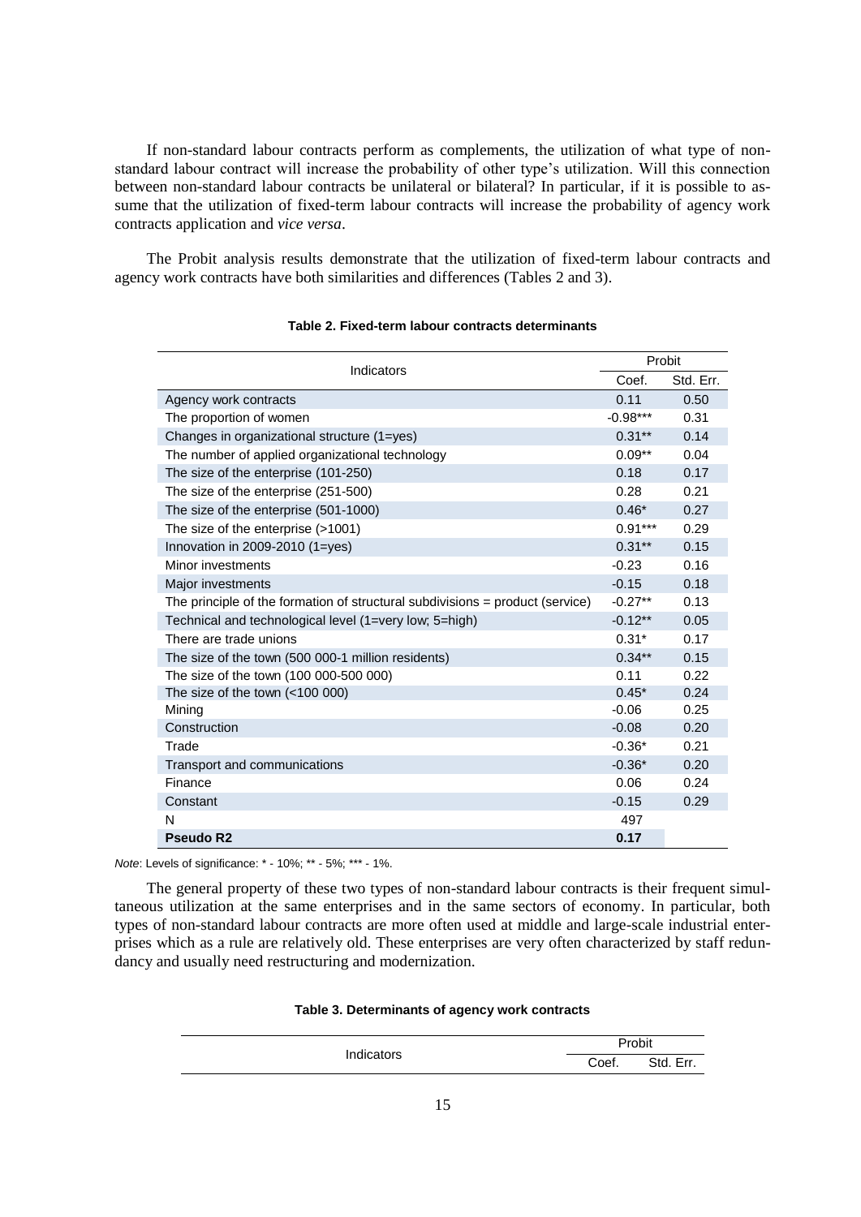If non-standard labour contracts perform as complements, the utilization of what type of non-standard labour contract will increase the probability of other type's utilization. Will this connection between non-standard labour contracts be unilateral or bilateral? In particular, if it is possible to assume that the utilization of fixed-term labour contracts will increase the probability of agency work contracts application and *vice versa*.

The Probit analysis results demonstrate that the utilization of fixed-term labour contracts and agency work contracts have both similarities and differences (Tables 2 and 3).

**Table 2. Fixed-term labour contracts determinants**

| Indicators | Probit | |
|---|---|---|
| | Coef. | Std. Err. |
| Agency work contracts | 0.11 | 0.50 |
| The proportion of women | -0.98*** | 0.31 |
| Changes in organizational structure (1=yes) | 0.31** | 0.14 |
| The number of applied organizational technology | 0.09** | 0.04 |
| The size of the enterprise (101-250) | 0.18 | 0.17 |
| The size of the enterprise (251-500) | 0.28 | 0.21 |
| The size of the enterprise (501-1000) | 0.46* | 0.27 |
| The size of the enterprise (>1001) | 0.91*** | 0.29 |
| Innovation in 2009-2010 (1=yes) | 0.31** | 0.15 |
| Minor investments | -0.23 | 0.16 |
| Major investments | -0.15 | 0.18 |
| The principle of the formation of structural subdivisions = product (service) | -0.27** | 0.13 |
| Technical and technological level (1=very low; 5=high) | -0.12** | 0.05 |
| There are trade unions | 0.31* | 0.17 |
| The size of the town (500 000-1 million residents) | 0.34** | 0.15 |
| The size of the town (100 000-500 000) | 0.11 | 0.22 |
| The size of the town (<100 000) | 0.45* | 0.24 |
| Mining | -0.06 | 0.25 |
| Construction | -0.08 | 0.20 |
| Trade | -0.36* | 0.21 |
| Transport and communications | -0.36* | 0.20 |
| Finance | 0.06 | 0.24 |
| Constant | -0.15 | 0.29 |
| N | 497 | |
| **Pseudo R2** | **0.17** | |

*Note*: Levels of significance: * - 10%; ** - 5%; *** - 1%.

The general property of these two types of non-standard labour contracts is their frequent simultaneous utilization at the same enterprises and in the same sectors of economy. In particular, both types of non-standard labour contracts are more often used at middle and large-scale industrial enterprises which as a rule are relatively old. These enterprises are very often characterized by staff redundancy and usually need restructuring and modernization.

**Table 3. Determinants of agency work contracts**

| Indicators | Probit | |
|---|---|---|
| | Coef. | Std. Err. |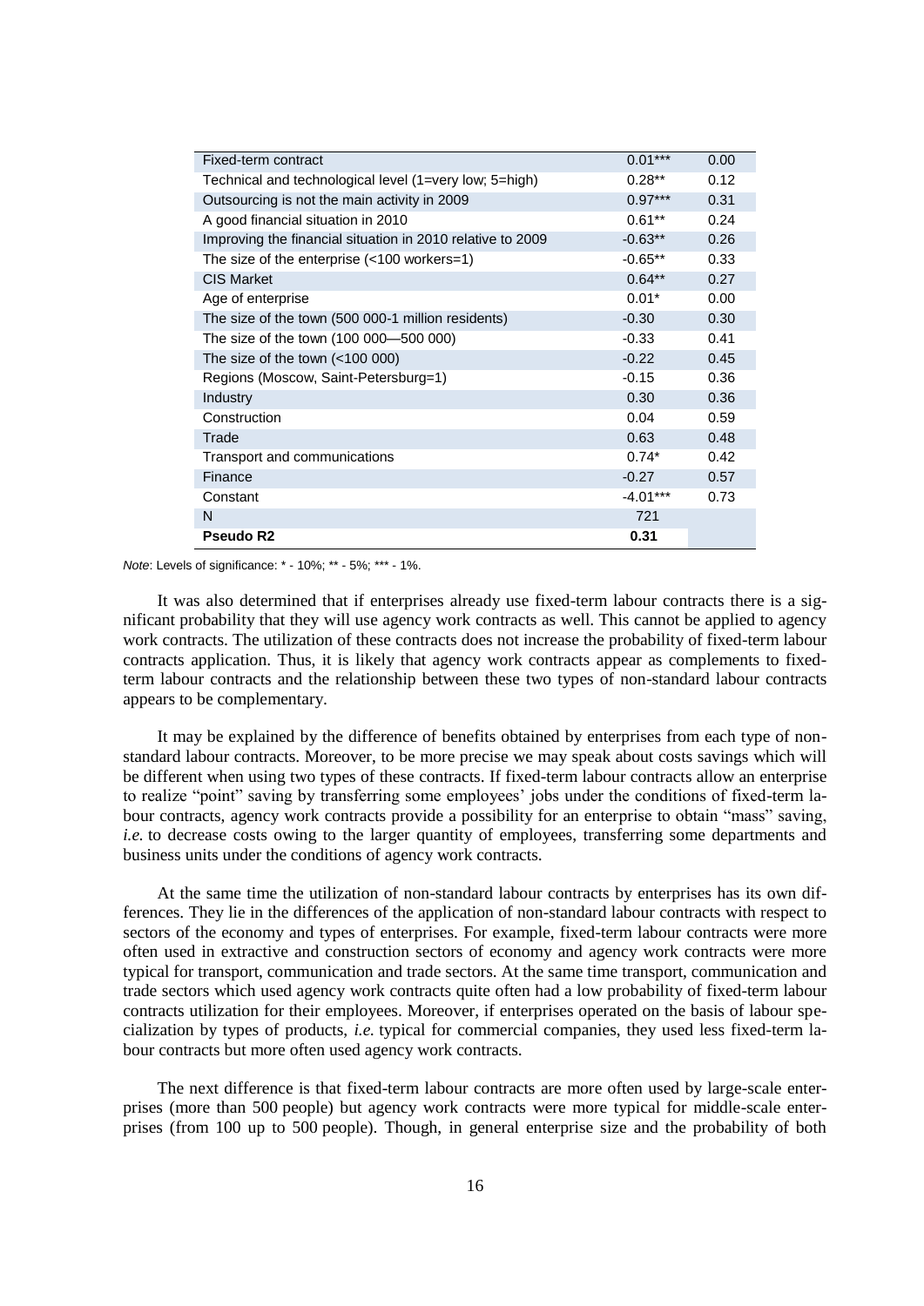| | | |
|---|---|---|
| Fixed-term contract | 0.01*** | 0.00 |
| Technical and technological level (1=very low; 5=high) | 0.28** | 0.12 |
| Outsourcing is not the main activity in 2009 | 0.97*** | 0.31 |
| A good financial situation in 2010 | 0.61** | 0.24 |
| Improving the financial situation in 2010 relative to 2009 | -0.63** | 0.26 |
| The size of the enterprise (<100 workers=1) | -0.65** | 0.33 |
| CIS Market | 0.64** | 0.27 |
| Age of enterprise | 0.01* | 0.00 |
| The size of the town (500 000-1 million residents) | -0.30 | 0.30 |
| The size of the town (100 000—500 000) | -0.33 | 0.41 |
| The size of the town (<100 000) | -0.22 | 0.45 |
| Regions (Moscow, Saint-Petersburg=1) | -0.15 | 0.36 |
| Industry | 0.30 | 0.36 |
| Construction | 0.04 | 0.59 |
| Trade | 0.63 | 0.48 |
| Transport and communications | 0.74* | 0.42 |
| Finance | -0.27 | 0.57 |
| Constant | -4.01*** | 0.73 |
| N | 721 | |
| **Pseudo R2** | **0.31** | |

*Note*: Levels of significance: * - 10%; ** - 5%; *** - 1%.

It was also determined that if enterprises already use fixed-term labour contracts there is a significant probability that they will use agency work contracts as well. This cannot be applied to agency work contracts. The utilization of these contracts does not increase the probability of fixed-term labour contracts application. Thus, it is likely that agency work contracts appear as complements to fixed-term labour contracts and the relationship between these two types of non-standard labour contracts appears to be complementary.

It may be explained by the difference of benefits obtained by enterprises from each type of non-standard labour contracts. Moreover, to be more precise we may speak about costs savings which will be different when using two types of these contracts. If fixed-term labour contracts allow an enterprise to realize "point" saving by transferring some employees' jobs under the conditions of fixed-term labour contracts, agency work contracts provide a possibility for an enterprise to obtain "mass" saving, *i.e.* to decrease costs owing to the larger quantity of employees, transferring some departments and business units under the conditions of agency work contracts.

At the same time the utilization of non-standard labour contracts by enterprises has its own differences. They lie in the differences of the application of non-standard labour contracts with respect to sectors of the economy and types of enterprises. For example, fixed-term labour contracts were more often used in extractive and construction sectors of economy and agency work contracts were more typical for transport, communication and trade sectors. At the same time transport, communication and trade sectors which used agency work contracts quite often had a low probability of fixed-term labour contracts utilization for their employees. Moreover, if enterprises operated on the basis of labour specialization by types of products, *i.e.* typical for commercial companies, they used less fixed-term labour contracts but more often used agency work contracts.

The next difference is that fixed-term labour contracts are more often used by large-scale enterprises (more than 500 people) but agency work contracts were more typical for middle-scale enterprises (from 100 up to 500 people). Though, in general enterprise size and the probability of both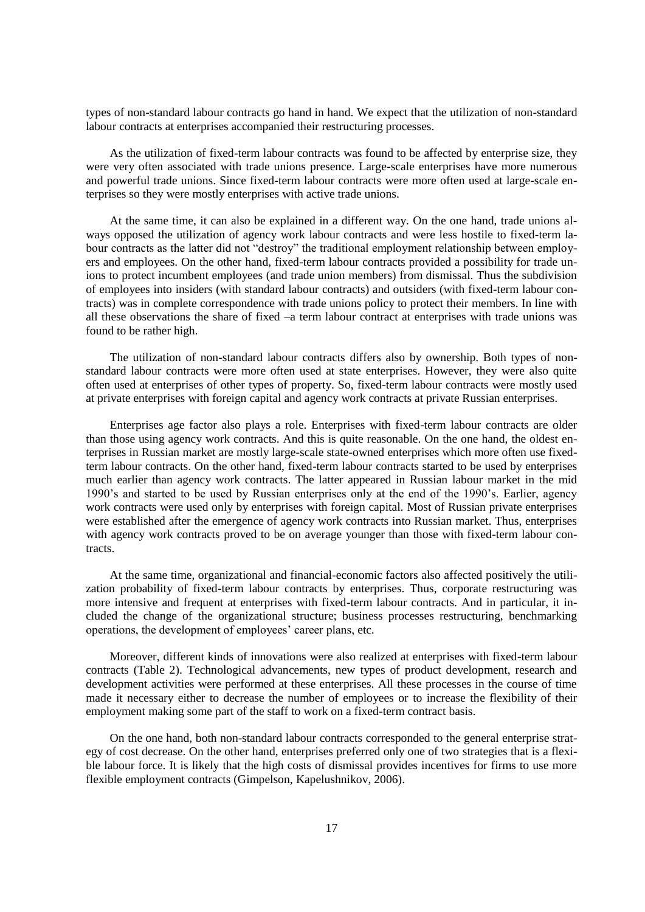types of non-standard labour contracts go hand in hand. We expect that the utilization of non-standard labour contracts at enterprises accompanied their restructuring processes.

As the utilization of fixed-term labour contracts was found to be affected by enterprise size, they were very often associated with trade unions presence. Large-scale enterprises have more numerous and powerful trade unions. Since fixed-term labour contracts were more often used at large-scale enterprises so they were mostly enterprises with active trade unions.

At the same time, it can also be explained in a different way. On the one hand, trade unions always opposed the utilization of agency work labour contracts and were less hostile to fixed-term labour contracts as the latter did not "destroy" the traditional employment relationship between employers and employees. On the other hand, fixed-term labour contracts provided a possibility for trade unions to protect incumbent employees (and trade union members) from dismissal. Thus the subdivision of employees into insiders (with standard labour contracts) and outsiders (with fixed-term labour contracts) was in complete correspondence with trade unions policy to protect their members. In line with all these observations the share of fixed –a term labour contract at enterprises with trade unions was found to be rather high.

The utilization of non-standard labour contracts differs also by ownership. Both types of non-standard labour contracts were more often used at state enterprises. However, they were also quite often used at enterprises of other types of property. So, fixed-term labour contracts were mostly used at private enterprises with foreign capital and agency work contracts at private Russian enterprises.

Enterprises age factor also plays a role. Enterprises with fixed-term labour contracts are older than those using agency work contracts. And this is quite reasonable. On the one hand, the oldest enterprises in Russian market are mostly large-scale state-owned enterprises which more often use fixed-term labour contracts. On the other hand, fixed-term labour contracts started to be used by enterprises much earlier than agency work contracts. The latter appeared in Russian labour market in the mid 1990's and started to be used by Russian enterprises only at the end of the 1990's. Earlier, agency work contracts were used only by enterprises with foreign capital. Most of Russian private enterprises were established after the emergence of agency work contracts into Russian market. Thus, enterprises with agency work contracts proved to be on average younger than those with fixed-term labour contracts.

At the same time, organizational and financial-economic factors also affected positively the utilization probability of fixed-term labour contracts by enterprises. Thus, corporate restructuring was more intensive and frequent at enterprises with fixed-term labour contracts. And in particular, it included the change of the organizational structure; business processes restructuring, benchmarking operations, the development of employees' career plans, etc.

Moreover, different kinds of innovations were also realized at enterprises with fixed-term labour contracts (Table 2). Technological advancements, new types of product development, research and development activities were performed at these enterprises. All these processes in the course of time made it necessary either to decrease the number of employees or to increase the flexibility of their employment making some part of the staff to work on a fixed-term contract basis.

On the one hand, both non-standard labour contracts corresponded to the general enterprise strategy of cost decrease. On the other hand, enterprises preferred only one of two strategies that is a flexible labour force. It is likely that the high costs of dismissal provides incentives for firms to use more flexible employment contracts (Gimpelson, Kapelushnikov, 2006).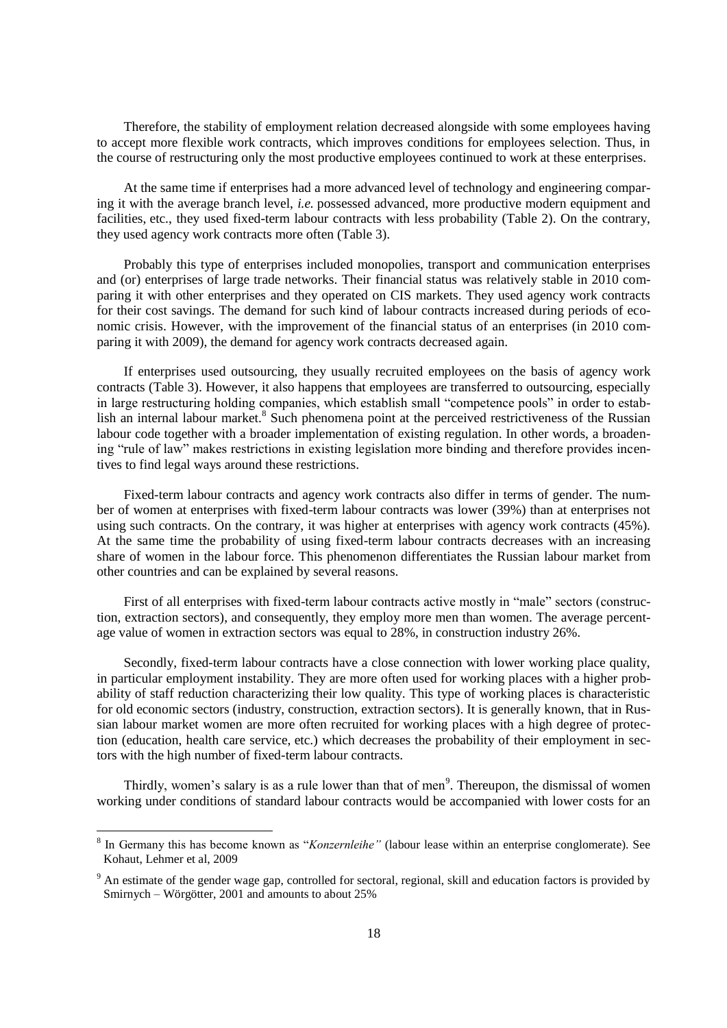Therefore, the stability of employment relation decreased alongside with some employees having to accept more flexible work contracts, which improves conditions for employees selection. Thus, in the course of restructuring only the most productive employees continued to work at these enterprises.

At the same time if enterprises had a more advanced level of technology and engineering comparing it with the average branch level, *i.e.* possessed advanced, more productive modern equipment and facilities, etc., they used fixed-term labour contracts with less probability (Table 2). On the contrary, they used agency work contracts more often (Table 3).

Probably this type of enterprises included monopolies, transport and communication enterprises and (or) enterprises of large trade networks. Their financial status was relatively stable in 2010 comparing it with other enterprises and they operated on CIS markets. They used agency work contracts for their cost savings. The demand for such kind of labour contracts increased during periods of economic crisis. However, with the improvement of the financial status of an enterprises (in 2010 comparing it with 2009), the demand for agency work contracts decreased again.

If enterprises used outsourcing, they usually recruited employees on the basis of agency work contracts (Table 3). However, it also happens that employees are transferred to outsourcing, especially in large restructuring holding companies, which establish small "competence pools" in order to establish an internal labour market.[8] Such phenomena point at the perceived restrictiveness of the Russian labour code together with a broader implementation of existing regulation. In other words, a broadening "rule of law" makes restrictions in existing legislation more binding and therefore provides incentives to find legal ways around these restrictions.

Fixed-term labour contracts and agency work contracts also differ in terms of gender. The number of women at enterprises with fixed-term labour contracts was lower (39%) than at enterprises not using such contracts. On the contrary, it was higher at enterprises with agency work contracts (45%). At the same time the probability of using fixed-term labour contracts decreases with an increasing share of women in the labour force. This phenomenon differentiates the Russian labour market from other countries and can be explained by several reasons.

First of all enterprises with fixed-term labour contracts active mostly in "male" sectors (construction, extraction sectors), and consequently, they employ more men than women. The average percentage value of women in extraction sectors was equal to 28%, in construction industry 26%.

Secondly, fixed-term labour contracts have a close connection with lower working place quality, in particular employment instability. They are more often used for working places with a higher probability of staff reduction characterizing their low quality. This type of working places is characteristic for old economic sectors (industry, construction, extraction sectors). It is generally known, that in Russian labour market women are more often recruited for working places with a high degree of protection (education, health care service, etc.) which decreases the probability of their employment in sectors with the high number of fixed-term labour contracts.

Thirdly, women's salary is as a rule lower than that of men[9]. Thereupon, the dismissal of women working under conditions of standard labour contracts would be accompanied with lower costs for an

---

[8] In Germany this has become known as "*Konzernleihe"* (labour lease within an enterprise conglomerate). See Kohaut, Lehmer et al, 2009

[9] An estimate of the gender wage gap, controlled for sectoral, regional, skill and education factors is provided by Smirnych – Wörgötter, 2001 and amounts to about 25%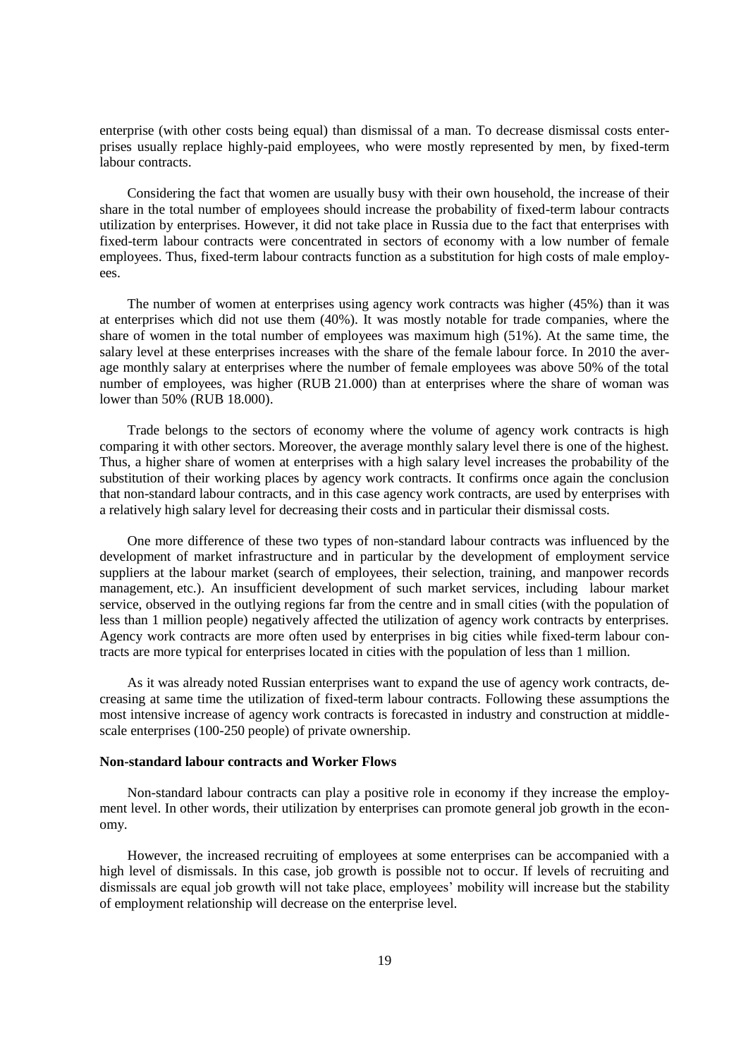enterprise (with other costs being equal) than dismissal of a man. To decrease dismissal costs enterprises usually replace highly-paid employees, who were mostly represented by men, by fixed-term labour contracts.

Considering the fact that women are usually busy with their own household, the increase of their share in the total number of employees should increase the probability of fixed-term labour contracts utilization by enterprises. However, it did not take place in Russia due to the fact that enterprises with fixed-term labour contracts were concentrated in sectors of economy with a low number of female employees. Thus, fixed-term labour contracts function as a substitution for high costs of male employees.

The number of women at enterprises using agency work contracts was higher (45%) than it was at enterprises which did not use them (40%). It was mostly notable for trade companies, where the share of women in the total number of employees was maximum high (51%). At the same time, the salary level at these enterprises increases with the share of the female labour force. In 2010 the average monthly salary at enterprises where the number of female employees was above 50% of the total number of employees, was higher (RUB 21.000) than at enterprises where the share of woman was lower than 50% (RUB 18.000).

Trade belongs to the sectors of economy where the volume of agency work contracts is high comparing it with other sectors. Moreover, the average monthly salary level there is one of the highest. Thus, a higher share of women at enterprises with a high salary level increases the probability of the substitution of their working places by agency work contracts. It confirms once again the conclusion that non-standard labour contracts, and in this case agency work contracts, are used by enterprises with a relatively high salary level for decreasing their costs and in particular their dismissal costs.

One more difference of these two types of non-standard labour contracts was influenced by the development of market infrastructure and in particular by the development of employment service suppliers at the labour market (search of employees, their selection, training, and manpower records management, etc.). An insufficient development of such market services, including labour market service, observed in the outlying regions far from the centre and in small cities (with the population of less than 1 million people) negatively affected the utilization of agency work contracts by enterprises. Agency work contracts are more often used by enterprises in big cities while fixed-term labour contracts are more typical for enterprises located in cities with the population of less than 1 million.

As it was already noted Russian enterprises want to expand the use of agency work contracts, decreasing at same time the utilization of fixed-term labour contracts. Following these assumptions the most intensive increase of agency work contracts is forecasted in industry and construction at middle-scale enterprises (100-250 people) of private ownership.

### Non-standard labour contracts and Worker Flows

Non-standard labour contracts can play a positive role in economy if they increase the employment level. In other words, their utilization by enterprises can promote general job growth in the economy.

However, the increased recruiting of employees at some enterprises can be accompanied with a high level of dismissals. In this case, job growth is possible not to occur. If levels of recruiting and dismissals are equal job growth will not take place, employees' mobility will increase but the stability of employment relationship will decrease on the enterprise level.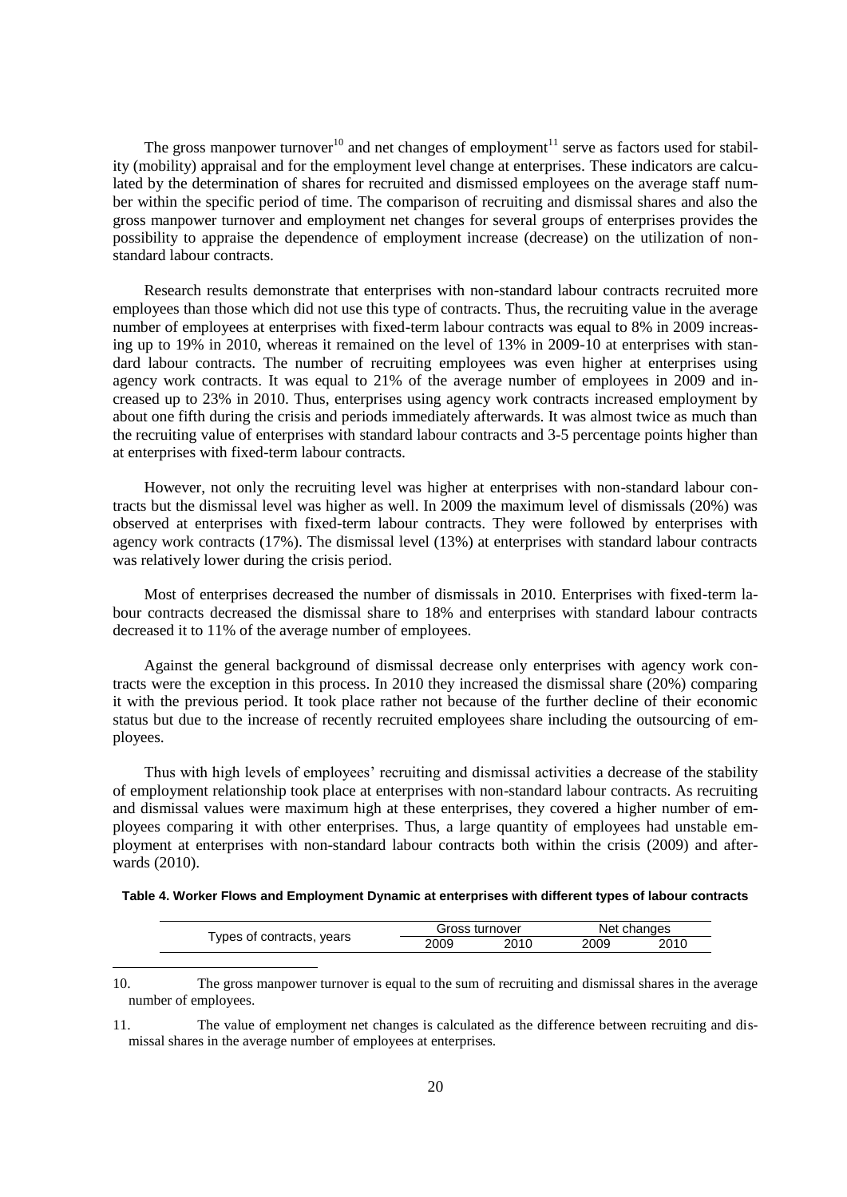The gross manpower turnover[10] and net changes of employment[11] serve as factors used for stability (mobility) appraisal and for the employment level change at enterprises. These indicators are calculated by the determination of shares for recruited and dismissed employees on the average staff number within the specific period of time. The comparison of recruiting and dismissal shares and also the gross manpower turnover and employment net changes for several groups of enterprises provides the possibility to appraise the dependence of employment increase (decrease) on the utilization of non-standard labour contracts.

Research results demonstrate that enterprises with non-standard labour contracts recruited more employees than those which did not use this type of contracts. Thus, the recruiting value in the average number of employees at enterprises with fixed-term labour contracts was equal to 8% in 2009 increasing up to 19% in 2010, whereas it remained on the level of 13% in 2009-10 at enterprises with standard labour contracts. The number of recruiting employees was even higher at enterprises using agency work contracts. It was equal to 21% of the average number of employees in 2009 and increased up to 23% in 2010. Thus, enterprises using agency work contracts increased employment by about one fifth during the crisis and periods immediately afterwards. It was almost twice as much than the recruiting value of enterprises with standard labour contracts and 3-5 percentage points higher than at enterprises with fixed-term labour contracts.

However, not only the recruiting level was higher at enterprises with non-standard labour contracts but the dismissal level was higher as well. In 2009 the maximum level of dismissals (20%) was observed at enterprises with fixed-term labour contracts. They were followed by enterprises with agency work contracts (17%). The dismissal level (13%) at enterprises with standard labour contracts was relatively lower during the crisis period.

Most of enterprises decreased the number of dismissals in 2010. Enterprises with fixed-term labour contracts decreased the dismissal share to 18% and enterprises with standard labour contracts decreased it to 11% of the average number of employees.

Against the general background of dismissal decrease only enterprises with agency work contracts were the exception in this process. In 2010 they increased the dismissal share (20%) comparing it with the previous period. It took place rather not because of the further decline of their economic status but due to the increase of recently recruited employees share including the outsourcing of employees.

Thus with high levels of employees' recruiting and dismissal activities a decrease of the stability of employment relationship took place at enterprises with non-standard labour contracts. As recruiting and dismissal values were maximum high at these enterprises, they covered a higher number of employees comparing it with other enterprises. Thus, a large quantity of employees had unstable employment at enterprises with non-standard labour contracts both within the crisis (2009) and afterwards (2010).

**Table 4. Worker Flows and Employment Dynamic at enterprises with different types of labour contracts**

| Types of contracts, years | Gross turnover | | Net changes | |
|---|---|---|---|---|
| | 2009 | 2010 | 2009 | 2010 |

10. The gross manpower turnover is equal to the sum of recruiting and dismissal shares in the average number of employees.

11. The value of employment net changes is calculated as the difference between recruiting and dismissal shares in the average number of employees at enterprises.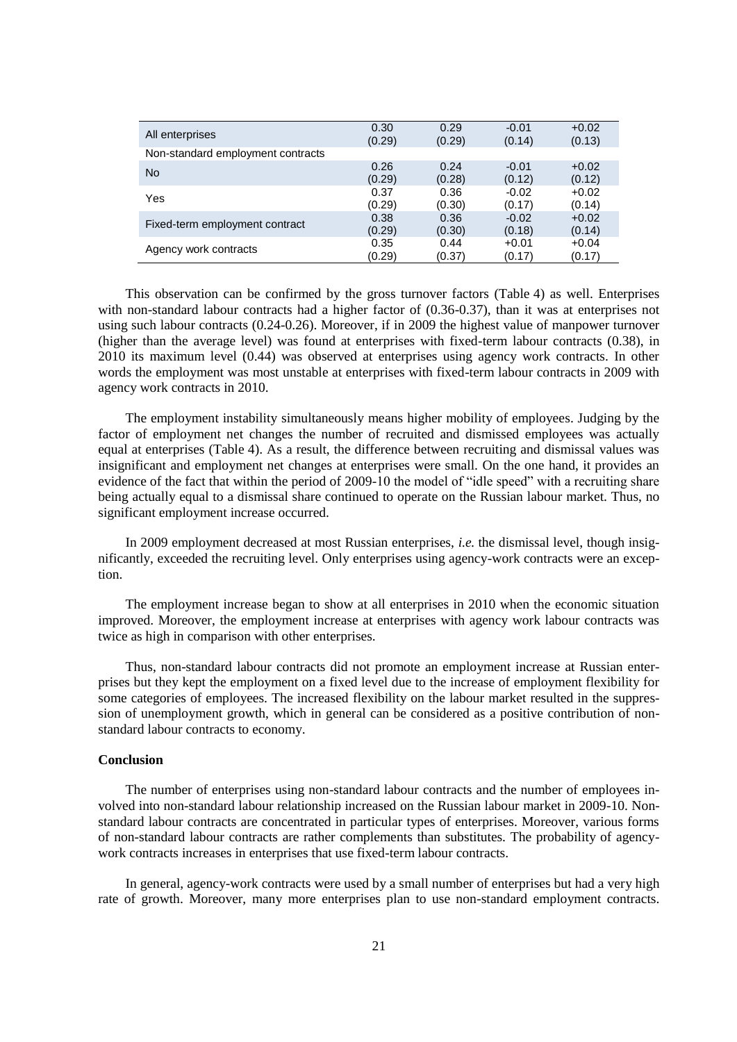| | | | | |
|---|---|---|---|---|
| All enterprises | 0.30<br>(0.29) | 0.29<br>(0.29) | -0.01<br>(0.14) | +0.02<br>(0.13) |
| Non-standard employment contracts | | | | |
| No | 0.26<br>(0.29) | 0.24<br>(0.28) | -0.01<br>(0.12) | +0.02<br>(0.12) |
| Yes | 0.37<br>(0.29) | 0.36<br>(0.30) | -0.02<br>(0.17) | +0.02<br>(0.14) |
| Fixed-term employment contract | 0.38<br>(0.29) | 0.36<br>(0.30) | -0.02<br>(0.18) | +0.02<br>(0.14) |
| Agency work contracts | 0.35<br>(0.29) | 0.44<br>(0.37) | +0.01<br>(0.17) | +0.04<br>(0.17) |

This observation can be confirmed by the gross turnover factors (Table 4) as well. Enterprises with non-standard labour contracts had a higher factor of (0.36-0.37), than it was at enterprises not using such labour contracts (0.24-0.26). Moreover, if in 2009 the highest value of manpower turnover (higher than the average level) was found at enterprises with fixed-term labour contracts (0.38), in 2010 its maximum level (0.44) was observed at enterprises using agency work contracts. In other words the employment was most unstable at enterprises with fixed-term labour contracts in 2009 with agency work contracts in 2010.

The employment instability simultaneously means higher mobility of employees. Judging by the factor of employment net changes the number of recruited and dismissed employees was actually equal at enterprises (Table 4). As a result, the difference between recruiting and dismissal values was insignificant and employment net changes at enterprises were small. On the one hand, it provides an evidence of the fact that within the period of 2009-10 the model of "idle speed" with a recruiting share being actually equal to a dismissal share continued to operate on the Russian labour market. Thus, no significant employment increase occurred.

In 2009 employment decreased at most Russian enterprises, *i.e.* the dismissal level, though insignificantly, exceeded the recruiting level. Only enterprises using agency-work contracts were an exception.

The employment increase began to show at all enterprises in 2010 when the economic situation improved. Moreover, the employment increase at enterprises with agency work labour contracts was twice as high in comparison with other enterprises.

Thus, non-standard labour contracts did not promote an employment increase at Russian enterprises but they kept the employment on a fixed level due to the increase of employment flexibility for some categories of employees. The increased flexibility on the labour market resulted in the suppression of unemployment growth, which in general can be considered as a positive contribution of non-standard labour contracts to economy.

**Conclusion**

The number of enterprises using non-standard labour contracts and the number of employees involved into non-standard labour relationship increased on the Russian labour market in 2009-10. Non-standard labour contracts are concentrated in particular types of enterprises. Moreover, various forms of non-standard labour contracts are rather complements than substitutes. The probability of agency-work contracts increases in enterprises that use fixed-term labour contracts.

In general, agency-work contracts were used by a small number of enterprises but had a very high rate of growth. Moreover, many more enterprises plan to use non-standard employment contracts.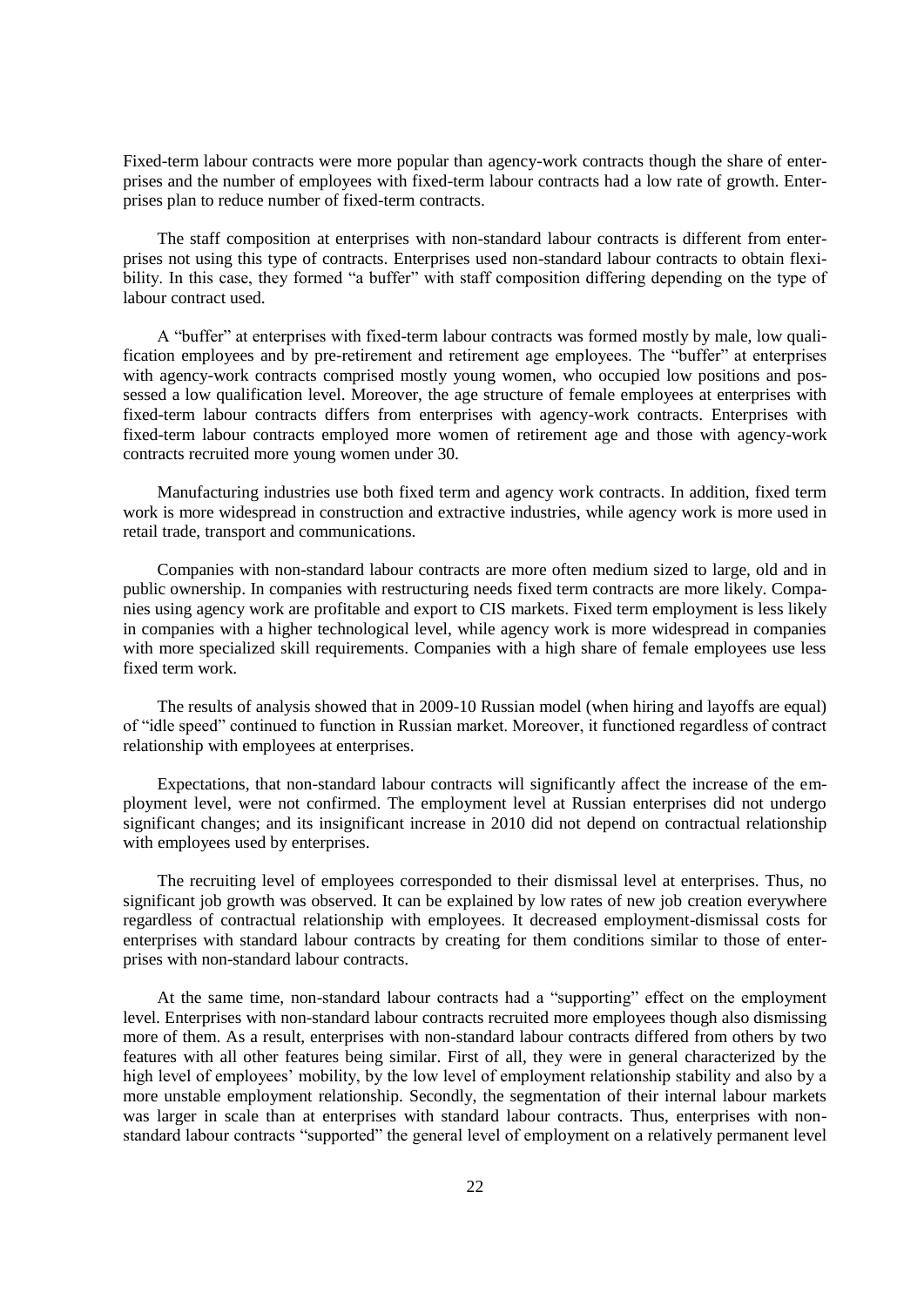Fixed-term labour contracts were more popular than agency-work contracts though the share of enterprises and the number of employees with fixed-term labour contracts had a low rate of growth. Enterprises plan to reduce number of fixed-term contracts.

The staff composition at enterprises with non-standard labour contracts is different from enterprises not using this type of contracts. Enterprises used non-standard labour contracts to obtain flexibility. In this case, they formed "a buffer" with staff composition differing depending on the type of labour contract used.

A "buffer" at enterprises with fixed-term labour contracts was formed mostly by male, low qualification employees and by pre-retirement and retirement age employees. The "buffer" at enterprises with agency-work contracts comprised mostly young women, who occupied low positions and possessed a low qualification level. Moreover, the age structure of female employees at enterprises with fixed-term labour contracts differs from enterprises with agency-work contracts. Enterprises with fixed-term labour contracts employed more women of retirement age and those with agency-work contracts recruited more young women under 30.

Manufacturing industries use both fixed term and agency work contracts. In addition, fixed term work is more widespread in construction and extractive industries, while agency work is more used in retail trade, transport and communications.

Companies with non-standard labour contracts are more often medium sized to large, old and in public ownership. In companies with restructuring needs fixed term contracts are more likely. Companies using agency work are profitable and export to CIS markets. Fixed term employment is less likely in companies with a higher technological level, while agency work is more widespread in companies with more specialized skill requirements. Companies with a high share of female employees use less fixed term work.

The results of analysis showed that in 2009-10 Russian model (when hiring and layoffs are equal) of "idle speed" continued to function in Russian market. Moreover, it functioned regardless of contract relationship with employees at enterprises.

Expectations, that non-standard labour contracts will significantly affect the increase of the employment level, were not confirmed. The employment level at Russian enterprises did not undergo significant changes; and its insignificant increase in 2010 did not depend on contractual relationship with employees used by enterprises.

The recruiting level of employees corresponded to their dismissal level at enterprises. Thus, no significant job growth was observed. It can be explained by low rates of new job creation everywhere regardless of contractual relationship with employees. It decreased employment-dismissal costs for enterprises with standard labour contracts by creating for them conditions similar to those of enterprises with non-standard labour contracts.

At the same time, non-standard labour contracts had a "supporting" effect on the employment level. Enterprises with non-standard labour contracts recruited more employees though also dismissing more of them. As a result, enterprises with non-standard labour contracts differed from others by two features with all other features being similar. First of all, they were in general characterized by the high level of employees' mobility, by the low level of employment relationship stability and also by a more unstable employment relationship. Secondly, the segmentation of their internal labour markets was larger in scale than at enterprises with standard labour contracts. Thus, enterprises with non-standard labour contracts "supported" the general level of employment on a relatively permanent level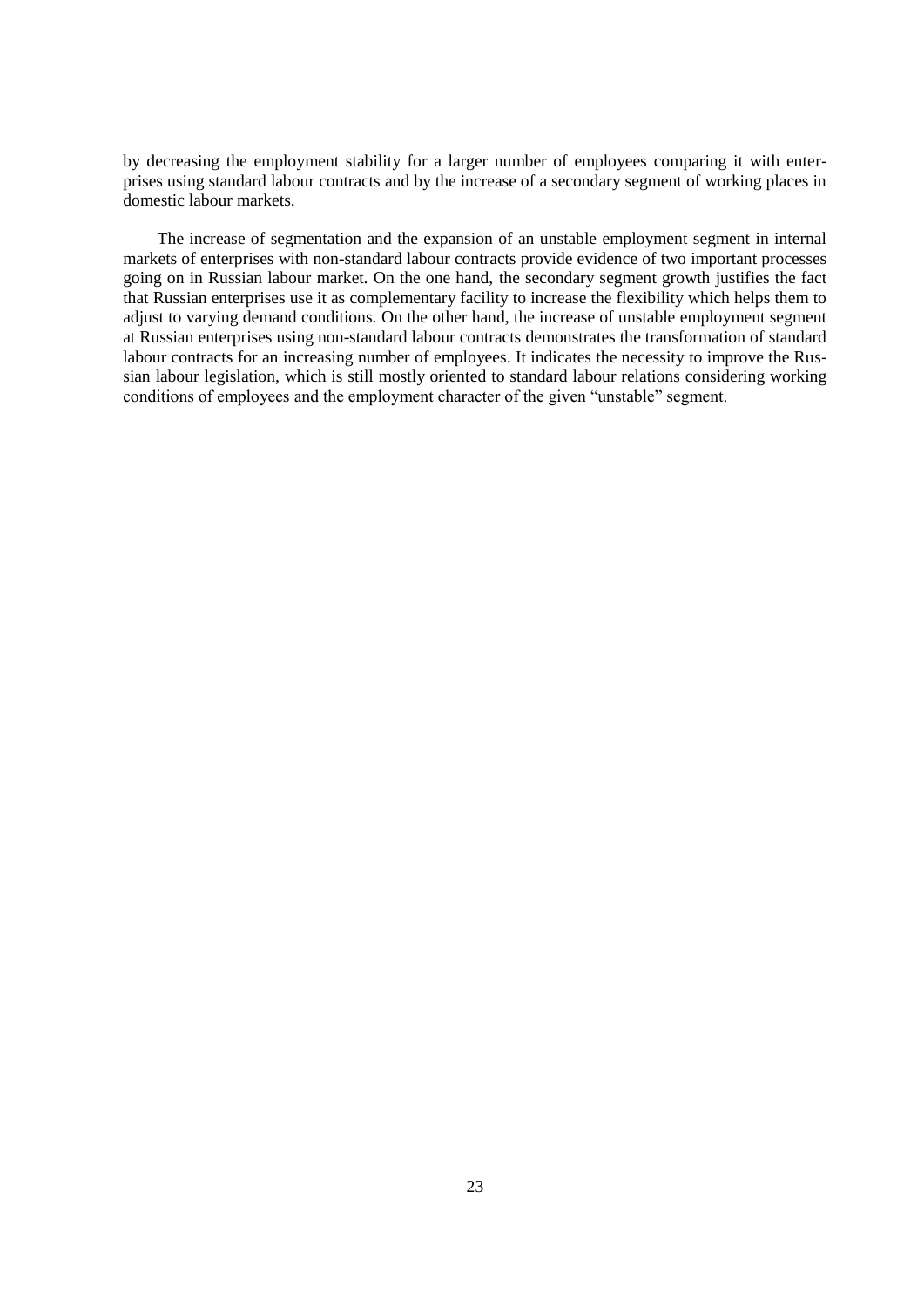by decreasing the employment stability for a larger number of employees comparing it with enterprises using standard labour contracts and by the increase of a secondary segment of working places in domestic labour markets.

The increase of segmentation and the expansion of an unstable employment segment in internal markets of enterprises with non-standard labour contracts provide evidence of two important processes going on in Russian labour market. On the one hand, the secondary segment growth justifies the fact that Russian enterprises use it as complementary facility to increase the flexibility which helps them to adjust to varying demand conditions. On the other hand, the increase of unstable employment segment at Russian enterprises using non-standard labour contracts demonstrates the transformation of standard labour contracts for an increasing number of employees. It indicates the necessity to improve the Russian labour legislation, which is still mostly oriented to standard labour relations considering working conditions of employees and the employment character of the given "unstable" segment.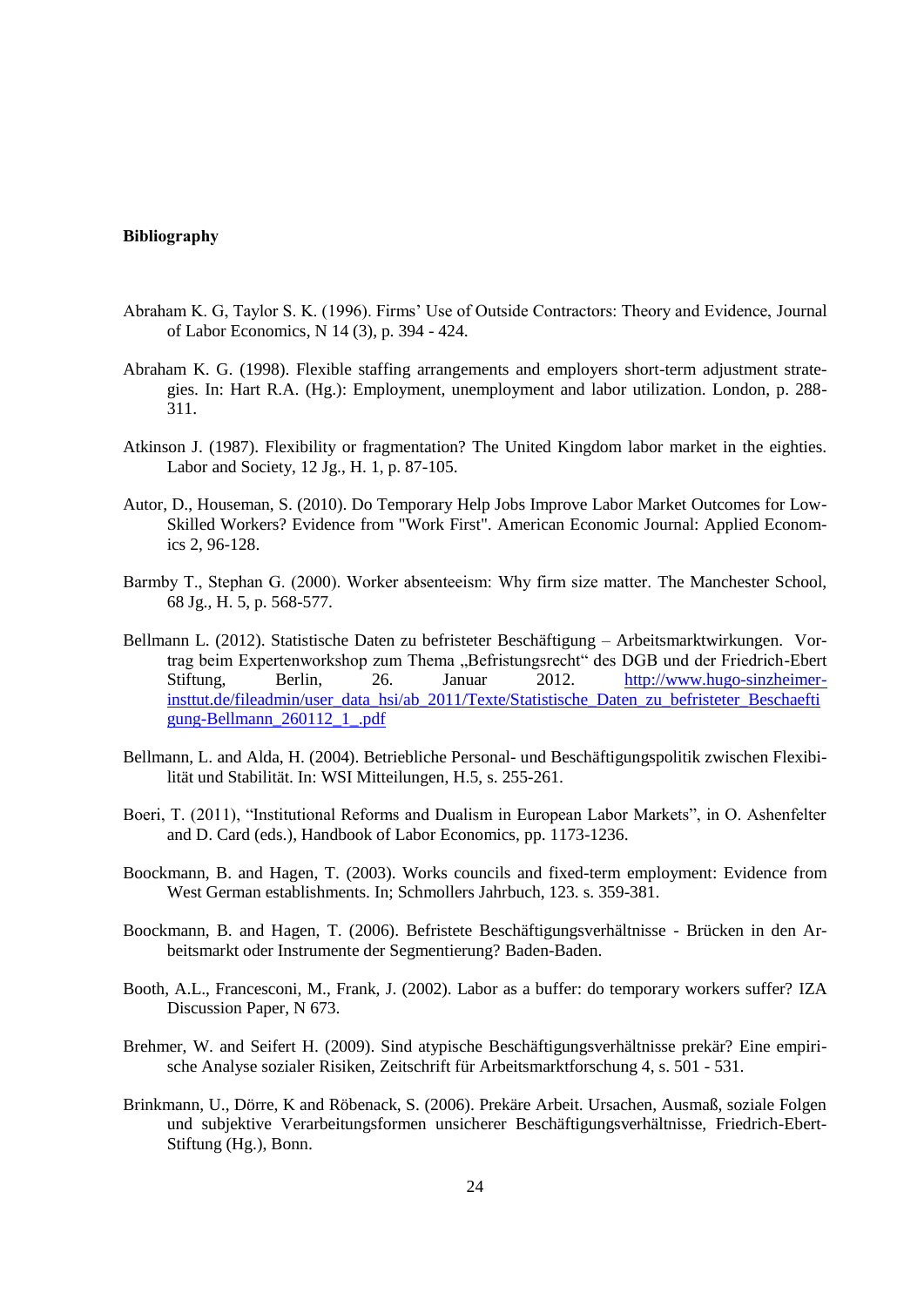**Bibliography**

Abraham K. G, Taylor S. K. (1996). Firms' Use of Outside Contractors: Theory and Evidence, Journal of Labor Economics, N 14 (3), p. 394 - 424.

Abraham K. G. (1998). Flexible staffing arrangements and employers short-term adjustment strategies. In: Hart R.A. (Hg.): Employment, unemployment and labor utilization. London, p. 288-311.

Atkinson J. (1987). Flexibility or fragmentation? The United Kingdom labor market in the eighties. Labor and Society, 12 Jg., H. 1, p. 87-105.

Autor, D., Houseman, S. (2010). Do Temporary Help Jobs Improve Labor Market Outcomes for Low-Skilled Workers? Evidence from "Work First". American Economic Journal: Applied Economics 2, 96-128.

Barmby T., Stephan G. (2000). Worker absenteeism: Why firm size matter. The Manchester School, 68 Jg., H. 5, p. 568-577.

Bellmann L. (2012). Statistische Daten zu befristeter Beschäftigung – Arbeitsmarktwirkungen. Vortrag beim Expertenworkshop zum Thema „Befristungsrecht" des DGB und der Friedrich-Ebert Stiftung, Berlin, 26. Januar 2012. http://www.hugo-sinzheimer-insttut.de/fileadmin/user_data_hsi/ab_2011/Texte/Statistische_Daten_zu_befristeter_Beschaeftigung-Bellmann_260112_1_.pdf

Bellmann, L. and Alda, H. (2004). Betriebliche Personal- und Beschäftigungspolitik zwischen Flexibilität und Stabilität. In: WSI Mitteilungen, H.5, s. 255-261.

Boeri, T. (2011), "Institutional Reforms and Dualism in European Labor Markets", in O. Ashenfelter and D. Card (eds.), Handbook of Labor Economics, pp. 1173-1236.

Boockmann, B. and Hagen, T. (2003). Works councils and fixed-term employment: Evidence from West German establishments. In; Schmollers Jahrbuch, 123. s. 359-381.

Boockmann, B. and Hagen, T. (2006). Befristete Beschäftigungsverhältnisse - Brücken in den Arbeitsmarkt oder Instrumente der Segmentierung? Baden-Baden.

Booth, A.L., Francesconi, M., Frank, J. (2002). Labor as a buffer: do temporary workers suffer? IZA Discussion Paper, N 673.

Brehmer, W. and Seifert H. (2009). Sind atypische Beschäftigungsverhältnisse prekär? Eine empirische Analyse sozialer Risiken, Zeitschrift für Arbeitsmarktforschung 4, s. 501 - 531.

Brinkmann, U., Dörre, K and Röbenack, S. (2006). Prekäre Arbeit. Ursachen, Ausmaß, soziale Folgen und subjektive Verarbeitungsformen unsicherer Beschäftigungsverhältnisse, Friedrich-Ebert-Stiftung (Hg.), Bonn.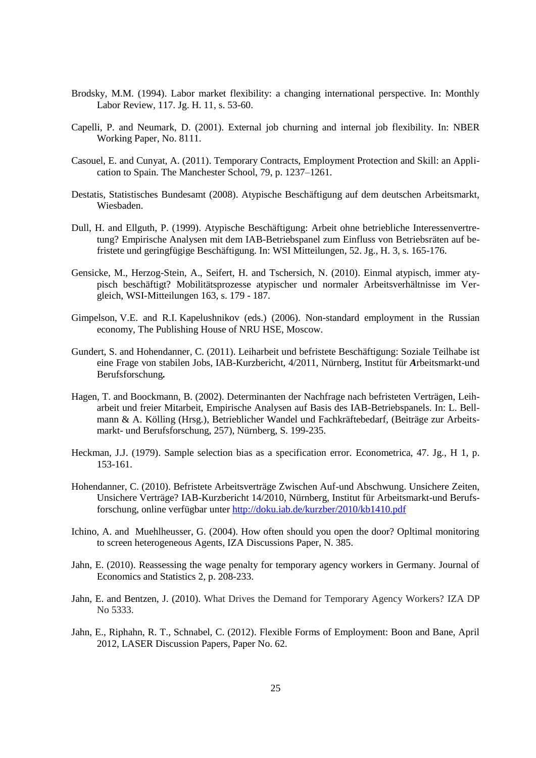Brodsky, M.M. (1994). Labor market flexibility: a changing international perspective. In: Monthly Labor Review, 117. Jg. H. 11, s. 53-60.

Capelli, P. and Neumark, D. (2001). External job churning and internal job flexibility. In: NBER Working Paper, No. 8111.

Casouel, E. and Cunyat, A. (2011). Temporary Contracts, Employment Protection and Skill: an Application to Spain. The Manchester School, 79, p. 1237–1261.

Destatis, Statistisches Bundesamt (2008). Atypische Beschäftigung auf dem deutschen Arbeitsmarkt, Wiesbaden.

Dull, H. and Ellguth, P. (1999). Atypische Beschäftigung: Arbeit ohne betriebliche Interessenvertretung? Empirische Analysen mit dem IAB-Betriebspanel zum Einfluss von Betriebsräten auf befristete und geringfügige Beschäftigung. In: WSI Mitteilungen, 52. Jg., H. 3, s. 165-176.

Gensicke, M., Herzog-Stein, A., Seifert, H. and Tschersich, N. (2010). Einmal atypisch, immer atypisch beschäftigt? Mobilitätsprozesse atypischer und normaler Arbeitsverhältnisse im Vergleich, WSI-Mitteilungen 163, s. 179 - 187.

Gimpelson, V.E. and R.I. Kapelushnikov (eds.) (2006). Non-standard employment in the Russian economy, The Publishing House of NRU HSE, Moscow.

Gundert, S. and Hohendanner, C. (2011). Leiharbeit und befristete Beschäftigung: Soziale Teilhabe ist eine Frage von stabilen Jobs, IAB-Kurzbericht, 4/2011, Nürnberg, Institut für ***A***rbeitsmarkt-und Berufsforschung***.***

Hagen, T. and Boockmann, B. (2002). Determinanten der Nachfrage nach befristeten Verträgen, Leiharbeit und freier Mitarbeit, Empirische Analysen auf Basis des IAB-Betriebspanels. In: L. Bellmann & A. Kölling (Hrsg.), Betrieblicher Wandel und Fachkräftebedarf, (Beiträge zur Arbeitsmarkt- und Berufsforschung, 257), Nürnberg, S. 199-235.

Heckman, J.J. (1979). Sample selection bias as a specification error. Econometrica, 47. Jg., H 1, p. 153-161.

Hohendanner, C. (2010). Befristete Arbeitsverträge Zwischen Auf-und Abschwung. Unsichere Zeiten, Unsichere Verträge? IAB-Kurzbericht 14/2010, Nürnberg, Institut für Arbeitsmarkt-und Berufsforschung, online verfügbar unter http://doku.iab.de/kurzber/2010/kb1410.pdf

Ichino, A. and Muehlheusser, G. (2004). How often should you open the door? Opltimal monitoring to screen heterogeneous Agents, IZA Discussions Paper, N. 385.

Jahn, E. (2010). Reassessing the wage penalty for temporary agency workers in Germany. Journal of Economics and Statistics 2, p. 208-233.

Jahn, E. and Bentzen, J. (2010). What Drives the Demand for Temporary Agency Workers? IZA DP No 5333.

Jahn, E., Riphahn, R. T., Schnabel, C. (2012). Flexible Forms of Employment: Boon and Bane, April 2012, LASER Discussion Papers, Paper No. 62.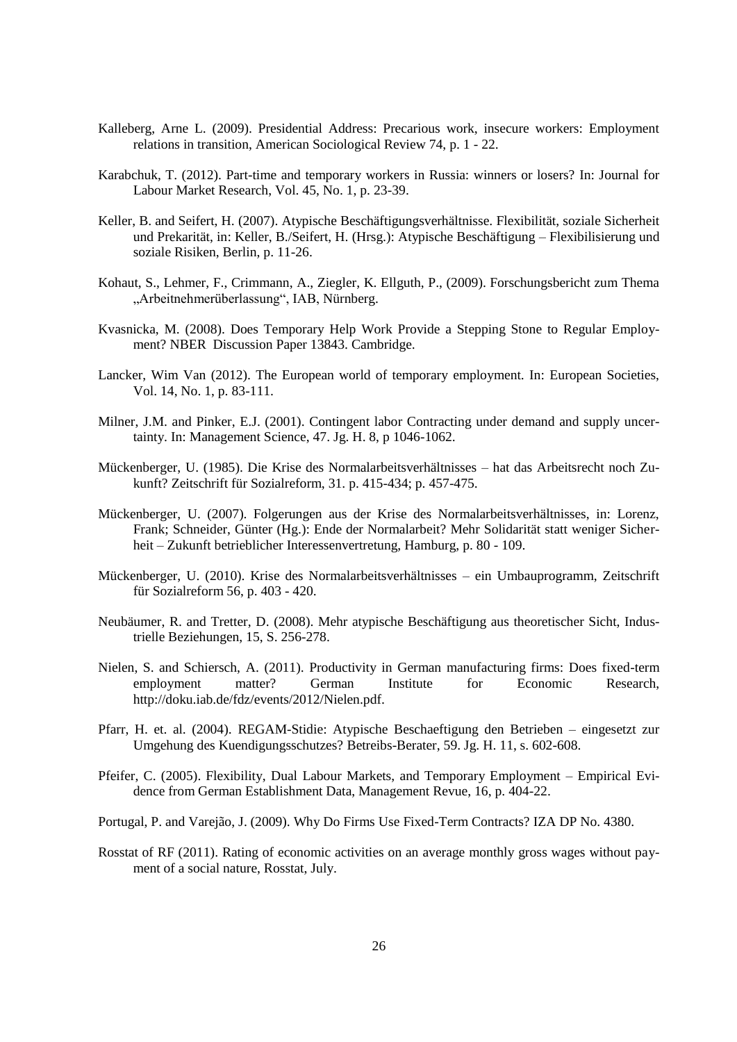Kalleberg, Arne L. (2009). Presidential Address: Precarious work, insecure workers: Employment relations in transition, American Sociological Review 74, p. 1 - 22.

Karabchuk, T. (2012). Part-time and temporary workers in Russia: winners or losers? In: Journal for Labour Market Research, Vol. 45, No. 1, p. 23-39.

Keller, B. and Seifert, H. (2007). Atypische Beschäftigungsverhältnisse. Flexibilität, soziale Sicherheit und Prekarität, in: Keller, B./Seifert, H. (Hrsg.): Atypische Beschäftigung – Flexibilisierung und soziale Risiken, Berlin, p. 11-26.

Kohaut, S., Lehmer, F., Crimmann, A., Ziegler, K. Ellguth, P., (2009). Forschungsbericht zum Thema „Arbeitnehmerüberlassung", IAB, Nürnberg.

Kvasnicka, M. (2008). Does Temporary Help Work Provide a Stepping Stone to Regular Employment? NBER Discussion Paper 13843. Cambridge.

Lancker, Wim Van (2012). The European world of temporary employment. In: European Societies, Vol. 14, No. 1, p. 83-111.

Milner, J.M. and Pinker, E.J. (2001). Contingent labor Contracting under demand and supply uncertainty. In: Management Science, 47. Jg. H. 8, p 1046-1062.

Mückenberger, U. (1985). Die Krise des Normalarbeitsverhältnisses – hat das Arbeitsrecht noch Zukunft? Zeitschrift für Sozialreform, 31. p. 415-434; p. 457-475.

Mückenberger, U. (2007). Folgerungen aus der Krise des Normalarbeitsverhältnisses, in: Lorenz, Frank; Schneider, Günter (Hg.): Ende der Normalarbeit? Mehr Solidarität statt weniger Sicherheit – Zukunft betrieblicher Interessenvertretung, Hamburg, p. 80 - 109.

Mückenberger, U. (2010). Krise des Normalarbeitsverhältnisses – ein Umbauprogramm, Zeitschrift für Sozialreform 56, p. 403 - 420.

Neubäumer, R. and Tretter, D. (2008). Mehr atypische Beschäftigung aus theoretischer Sicht, Industrielle Beziehungen, 15, S. 256-278.

Nielen, S. and Schiersch, A. (2011). Productivity in German manufacturing firms: Does fixed-term employment matter? German Institute for Economic Research, http://doku.iab.de/fdz/events/2012/Nielen.pdf.

Pfarr, H. et. al. (2004). REGAM-Stidie: Atypische Beschaeftigung den Betrieben – eingesetzt zur Umgehung des Kuendigungsschutzes? Betreibs-Berater, 59. Jg. H. 11, s. 602-608.

Pfeifer, C. (2005). Flexibility, Dual Labour Markets, and Temporary Employment – Empirical Evidence from German Establishment Data, Management Revue, 16, p. 404-22.

Portugal, P. and Varejão, J. (2009). Why Do Firms Use Fixed-Term Contracts? IZA DP No. 4380.

Rosstat of RF (2011). Rating of economic activities on an average monthly gross wages without payment of a social nature, Rosstat, July.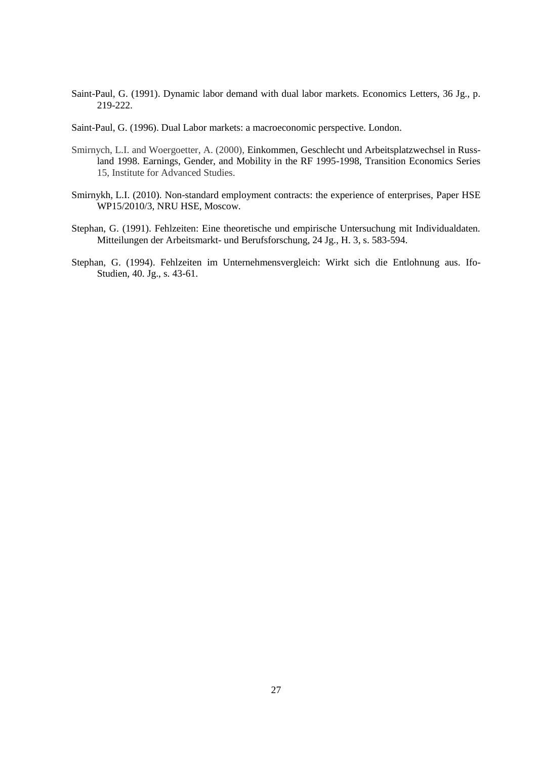Saint-Paul, G. (1991). Dynamic labor demand with dual labor markets. Economics Letters, 36 Jg., p. 219-222.

Saint-Paul, G. (1996). Dual Labor markets: a macroeconomic perspective. London.

Smirnych, L.I. and Woergoetter, A. (2000), Einkommen, Geschlecht und Arbeitsplatzwechsel in Russland 1998. Earnings, Gender, and Mobility in the RF 1995-1998, Transition Economics Series 15, Institute for Advanced Studies.

Smirnykh, L.I. (2010). Non-standard employment contracts: the experience of enterprises, Paper HSE WP15/2010/3, NRU HSE, Moscow.

Stephan, G. (1991). Fehlzeiten: Eine theoretische und empirische Untersuchung mit Individualdaten. Mitteilungen der Arbeitsmarkt- und Berufsforschung, 24 Jg., H. 3, s. 583-594.

Stephan, G. (1994). Fehlzeiten im Unternehmensvergleich: Wirkt sich die Entlohnung aus. Ifo-Studien, 40. Jg., s. 43-61.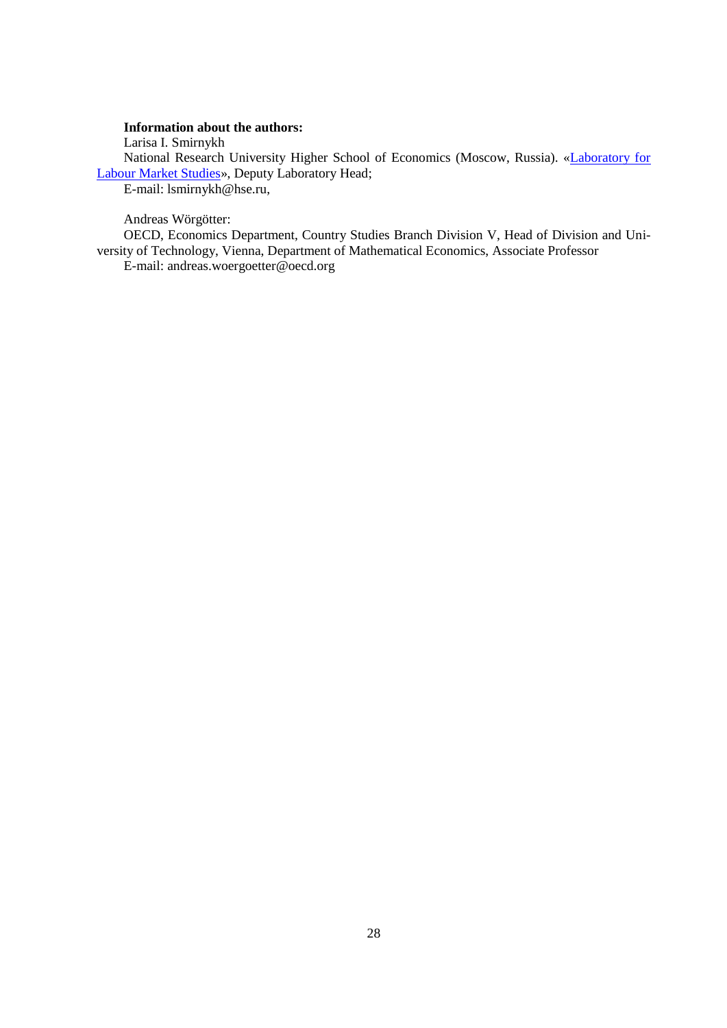**Information about the authors:**

Larisa I. Smirnykh

National Research University Higher School of Economics (Moscow, Russia). «Laboratory for Labour Market Studies», Deputy Laboratory Head;

E-mail: lsmirnykh@hse.ru,

Andreas Wörgötter:

OECD, Economics Department, Country Studies Branch Division V, Head of Division and University of Technology, Vienna, Department of Mathematical Economics, Associate Professor

E-mail: andreas.woergoetter@oecd.org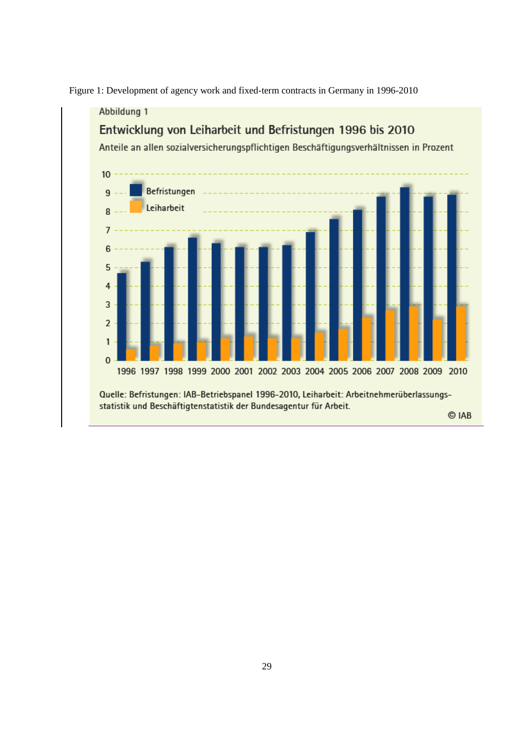Figure 1: Development of agency work and fixed-term contracts in Germany in 1996-2010

Abbildung 1

Entwicklung von Leiharbeit und Befristungen 1996 bis 2010

Anteile an allen sozialversicherungspflichtigen Beschäftigungsverhältnissen in Prozent

10
9
8
7
6
5
4
3
2
1
0

Befristungen
Leiharbeit

1996 1997 1998 1999 2000 2001 2002 2003 2004 2005 2006 2007 2008 2009 2010

Quelle: Befristungen: IAB-Betriebspanel 1996-2010, Leiharbeit: Arbeitnehmerüberlassungsstatistik und Beschäftigtenstatistik der Bundesagentur für Arbeit.

© IAB